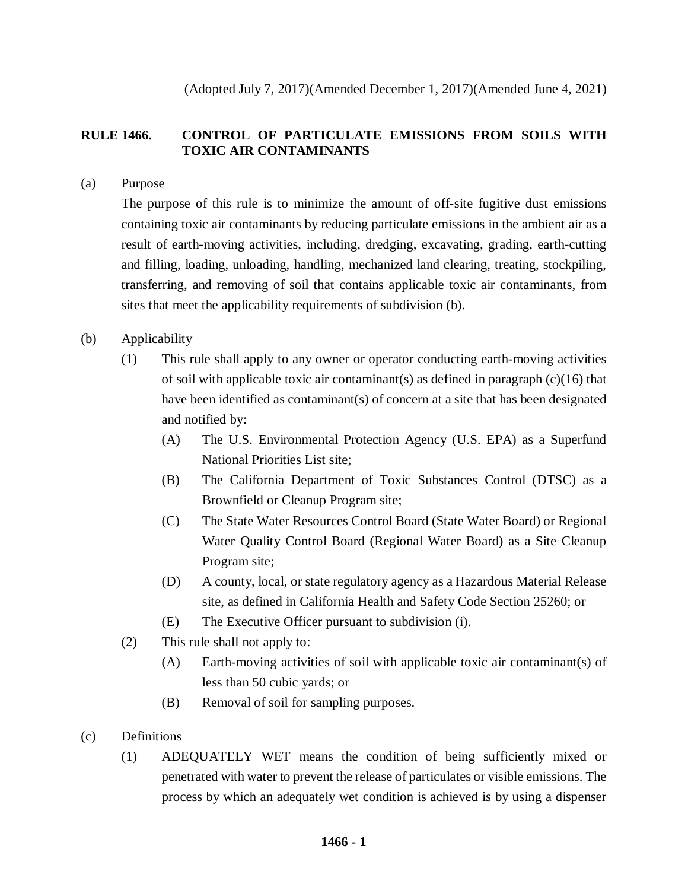(Adopted July 7, 2017)(Amended December 1, 2017)(Amended June 4, 2021)

# RULE 1466. CONTROL OF PARTICULATE EMISSIONS FROM SOILS WITH TOXIC AIR CONTAMINANTS

(a) Purpose

The purpose of this rule is to minimize the amount of off-site fugitive dust emissions containing toxic air contaminants by reducing particulate emissions in the ambient air as a result of earth-moving activities, including, dredging, excavating, grading, earth-cutting and filling, loading, unloading, handling, mechanized land clearing, treating, stockpiling, transferring, and removing of soil that contains applicable toxic air contaminants, from sites that meet the applicability requirements of subdivision (b).

(b) Applicability

(1) This rule shall apply to any owner or operator conducting earth-moving activities of soil with applicable toxic air contaminant(s) as defined in paragraph (c)(16) that have been identified as contaminant(s) of concern at a site that has been designated and notified by:

(A) The U.S. Environmental Protection Agency (U.S. EPA) as a Superfund National Priorities List site;

(B) The California Department of Toxic Substances Control (DTSC) as a Brownfield or Cleanup Program site;

(C) The State Water Resources Control Board (State Water Board) or Regional Water Quality Control Board (Regional Water Board) as a Site Cleanup Program site;

(D) A county, local, or state regulatory agency as a Hazardous Material Release site, as defined in California Health and Safety Code Section 25260; or

(E) The Executive Officer pursuant to subdivision (i).

(2) This rule shall not apply to:

(A) Earth-moving activities of soil with applicable toxic air contaminant(s) of less than 50 cubic yards; or

(B) Removal of soil for sampling purposes.

(c) Definitions

(1) ADEQUATELY WET means the condition of being sufficiently mixed or penetrated with water to prevent the release of particulates or visible emissions. The process by which an adequately wet condition is achieved is by using a dispenser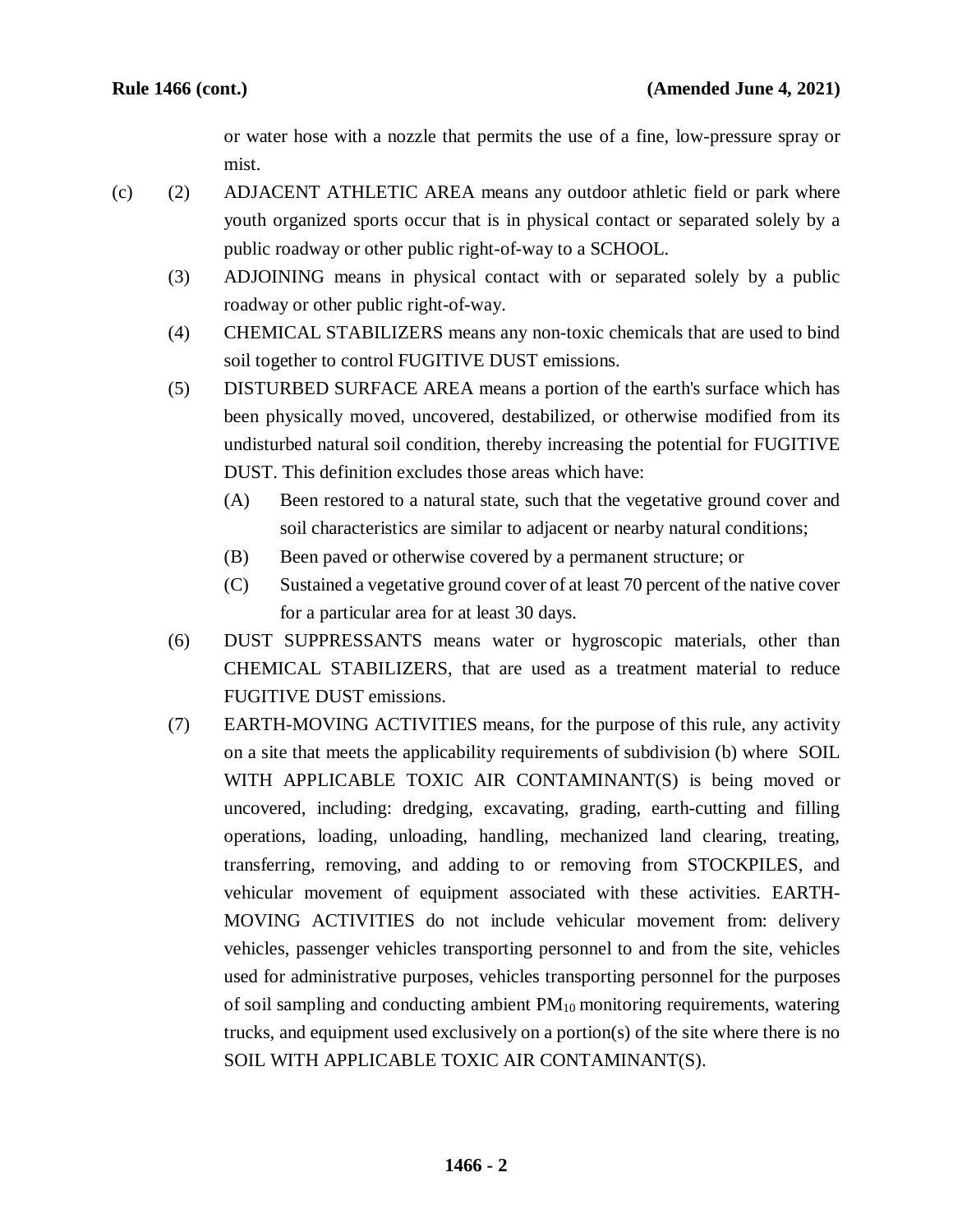or water hose with a nozzle that permits the use of a fine, low-pressure spray or mist.

(c) (2) ADJACENT ATHLETIC AREA means any outdoor athletic field or park where youth organized sports occur that is in physical contact or separated solely by a public roadway or other public right-of-way to a SCHOOL.

(3) ADJOINING means in physical contact with or separated solely by a public roadway or other public right-of-way.

(4) CHEMICAL STABILIZERS means any non-toxic chemicals that are used to bind soil together to control FUGITIVE DUST emissions.

(5) DISTURBED SURFACE AREA means a portion of the earth's surface which has been physically moved, uncovered, destabilized, or otherwise modified from its undisturbed natural soil condition, thereby increasing the potential for FUGITIVE DUST. This definition excludes those areas which have:

(A) Been restored to a natural state, such that the vegetative ground cover and soil characteristics are similar to adjacent or nearby natural conditions;

(B) Been paved or otherwise covered by a permanent structure; or

(C) Sustained a vegetative ground cover of at least 70 percent of the native cover for a particular area for at least 30 days.

(6) DUST SUPPRESSANTS means water or hygroscopic materials, other than CHEMICAL STABILIZERS, that are used as a treatment material to reduce FUGITIVE DUST emissions.

(7) EARTH-MOVING ACTIVITIES means, for the purpose of this rule, any activity on a site that meets the applicability requirements of subdivision (b) where SOIL WITH APPLICABLE TOXIC AIR CONTAMINANT(S) is being moved or uncovered, including: dredging, excavating, grading, earth-cutting and filling operations, loading, unloading, handling, mechanized land clearing, treating, transferring, removing, and adding to or removing from STOCKPILES, and vehicular movement of equipment associated with these activities. EARTH-MOVING ACTIVITIES do not include vehicular movement from: delivery vehicles, passenger vehicles transporting personnel to and from the site, vehicles used for administrative purposes, vehicles transporting personnel for the purposes of soil sampling and conducting ambient $PM_{10}$ monitoring requirements, watering trucks, and equipment used exclusively on a portion(s) of the site where there is no SOIL WITH APPLICABLE TOXIC AIR CONTAMINANT(S).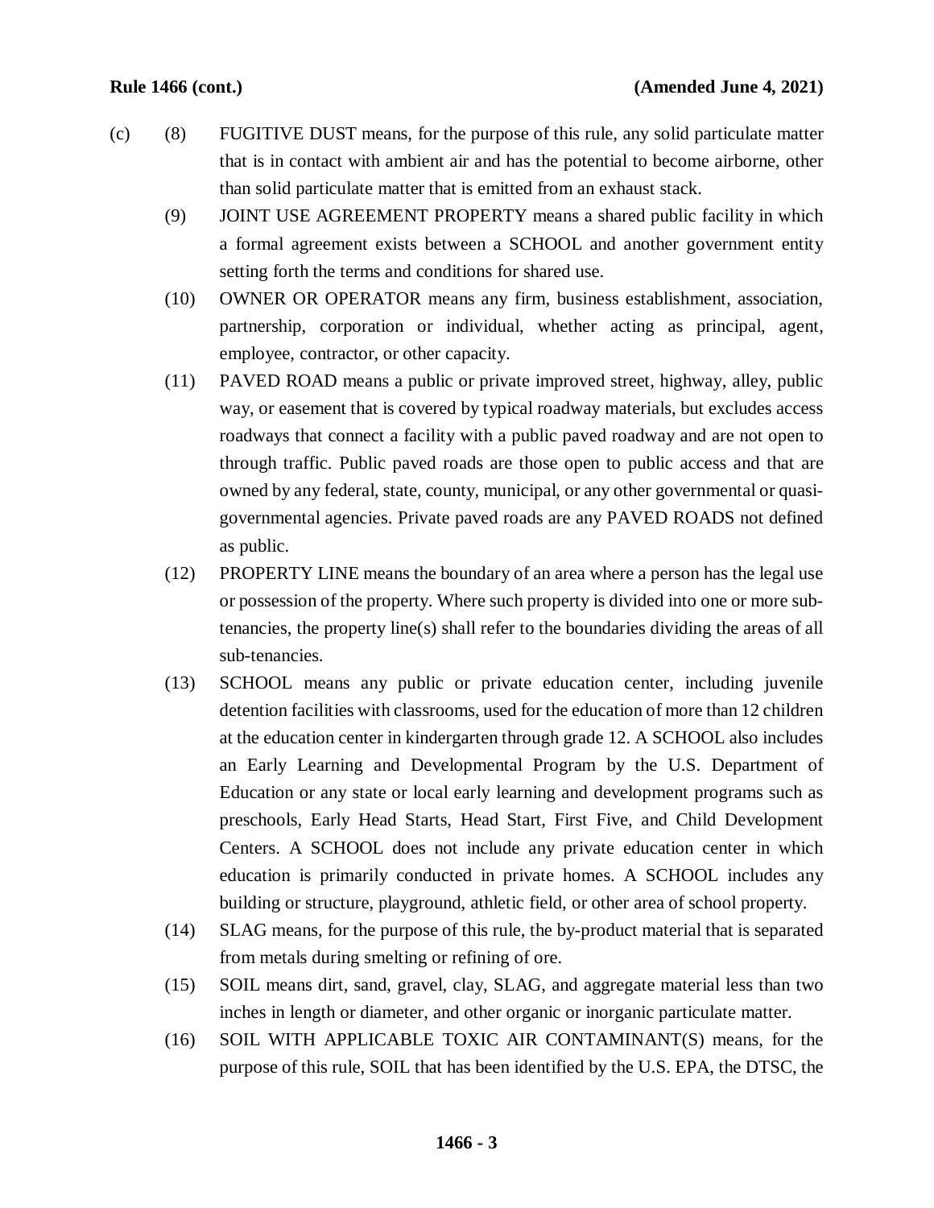(c) (8) FUGITIVE DUST means, for the purpose of this rule, any solid particulate matter that is in contact with ambient air and has the potential to become airborne, other than solid particulate matter that is emitted from an exhaust stack.

(9) JOINT USE AGREEMENT PROPERTY means a shared public facility in which a formal agreement exists between a SCHOOL and another government entity setting forth the terms and conditions for shared use.

(10) OWNER OR OPERATOR means any firm, business establishment, association, partnership, corporation or individual, whether acting as principal, agent, employee, contractor, or other capacity.

(11) PAVED ROAD means a public or private improved street, highway, alley, public way, or easement that is covered by typical roadway materials, but excludes access roadways that connect a facility with a public paved roadway and are not open to through traffic. Public paved roads are those open to public access and that are owned by any federal, state, county, municipal, or any other governmental or quasi-governmental agencies. Private paved roads are any PAVED ROADS not defined as public.

(12) PROPERTY LINE means the boundary of an area where a person has the legal use or possession of the property. Where such property is divided into one or more sub-tenancies, the property line(s) shall refer to the boundaries dividing the areas of all sub-tenancies.

(13) SCHOOL means any public or private education center, including juvenile detention facilities with classrooms, used for the education of more than 12 children at the education center in kindergarten through grade 12. A SCHOOL also includes an Early Learning and Developmental Program by the U.S. Department of Education or any state or local early learning and development programs such as preschools, Early Head Starts, Head Start, First Five, and Child Development Centers. A SCHOOL does not include any private education center in which education is primarily conducted in private homes. A SCHOOL includes any building or structure, playground, athletic field, or other area of school property.

(14) SLAG means, for the purpose of this rule, the by-product material that is separated from metals during smelting or refining of ore.

(15) SOIL means dirt, sand, gravel, clay, SLAG, and aggregate material less than two inches in length or diameter, and other organic or inorganic particulate matter.

(16) SOIL WITH APPLICABLE TOXIC AIR CONTAMINANT(S) means, for the purpose of this rule, SOIL that has been identified by the U.S. EPA, the DTSC, the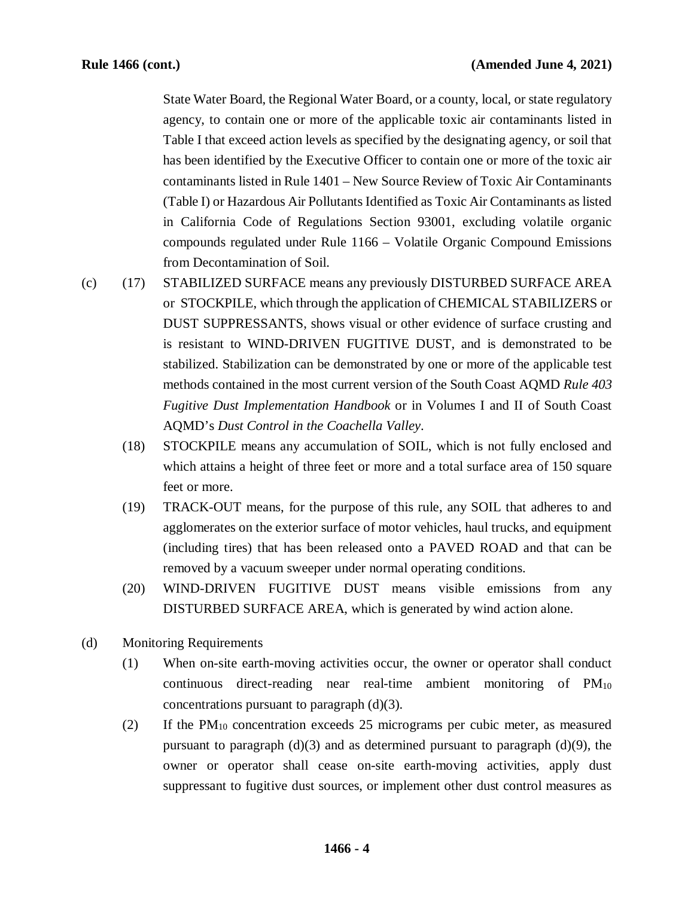State Water Board, the Regional Water Board, or a county, local, or state regulatory agency, to contain one or more of the applicable toxic air contaminants listed in Table I that exceed action levels as specified by the designating agency, or soil that has been identified by the Executive Officer to contain one or more of the toxic air contaminants listed in Rule 1401 – New Source Review of Toxic Air Contaminants (Table I) or Hazardous Air Pollutants Identified as Toxic Air Contaminants as listed in California Code of Regulations Section 93001, excluding volatile organic compounds regulated under Rule 1166 – Volatile Organic Compound Emissions from Decontamination of Soil.

(c) (17) STABILIZED SURFACE means any previously DISTURBED SURFACE AREA or STOCKPILE, which through the application of CHEMICAL STABILIZERS or DUST SUPPRESSANTS, shows visual or other evidence of surface crusting and is resistant to WIND-DRIVEN FUGITIVE DUST, and is demonstrated to be stabilized. Stabilization can be demonstrated by one or more of the applicable test methods contained in the most current version of the South Coast AQMD *Rule 403 Fugitive Dust Implementation Handbook* or in Volumes I and II of South Coast AQMD's *Dust Control in the Coachella Valley*.

(18) STOCKPILE means any accumulation of SOIL, which is not fully enclosed and which attains a height of three feet or more and a total surface area of 150 square feet or more.

(19) TRACK-OUT means, for the purpose of this rule, any SOIL that adheres to and agglomerates on the exterior surface of motor vehicles, haul trucks, and equipment (including tires) that has been released onto a PAVED ROAD and that can be removed by a vacuum sweeper under normal operating conditions.

(20) WIND-DRIVEN FUGITIVE DUST means visible emissions from any DISTURBED SURFACE AREA, which is generated by wind action alone.

(d) Monitoring Requirements

(1) When on-site earth-moving activities occur, the owner or operator shall conduct continuous direct-reading near real-time ambient monitoring of $PM_{10}$ concentrations pursuant to paragraph (d)(3).

(2) If the $PM_{10}$ concentration exceeds 25 micrograms per cubic meter, as measured pursuant to paragraph (d)(3) and as determined pursuant to paragraph (d)(9), the owner or operator shall cease on-site earth-moving activities, apply dust suppressant to fugitive dust sources, or implement other dust control measures as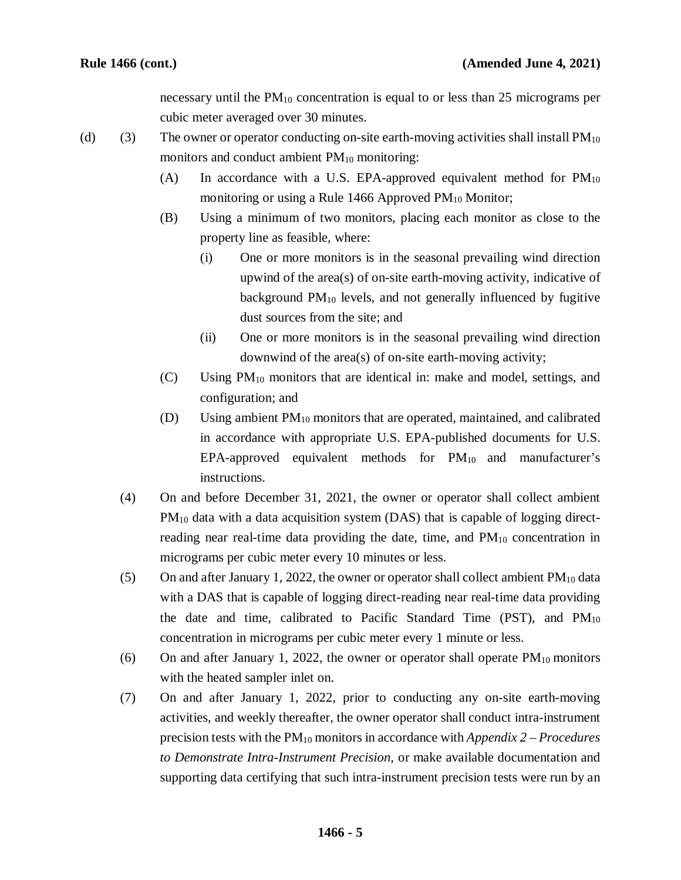necessary until the $PM_{10}$ concentration is equal to or less than 25 micrograms per cubic meter averaged over 30 minutes.

(d) (3) The owner or operator conducting on-site earth-moving activities shall install $PM_{10}$ monitors and conduct ambient $PM_{10}$ monitoring:

(A) In accordance with a U.S. EPA-approved equivalent method for $PM_{10}$ monitoring or using a Rule 1466 Approved $PM_{10}$ Monitor;

(B) Using a minimum of two monitors, placing each monitor as close to the property line as feasible, where:

(i) One or more monitors is in the seasonal prevailing wind direction upwind of the area(s) of on-site earth-moving activity, indicative of background $PM_{10}$ levels, and not generally influenced by fugitive dust sources from the site; and

(ii) One or more monitors is in the seasonal prevailing wind direction downwind of the area(s) of on-site earth-moving activity;

(C) Using $PM_{10}$ monitors that are identical in: make and model, settings, and configuration; and

(D) Using ambient $PM_{10}$ monitors that are operated, maintained, and calibrated in accordance with appropriate U.S. EPA-published documents for U.S. EPA-approved equivalent methods for $PM_{10}$ and manufacturer's instructions.

(4) On and before December 31, 2021, the owner or operator shall collect ambient $PM_{10}$ data with a data acquisition system (DAS) that is capable of logging direct-reading near real-time data providing the date, time, and $PM_{10}$ concentration in micrograms per cubic meter every 10 minutes or less.

(5) On and after January 1, 2022, the owner or operator shall collect ambient $PM_{10}$ data with a DAS that is capable of logging direct-reading near real-time data providing the date and time, calibrated to Pacific Standard Time (PST), and $PM_{10}$ concentration in micrograms per cubic meter every 1 minute or less.

(6) On and after January 1, 2022, the owner or operator shall operate $PM_{10}$ monitors with the heated sampler inlet on.

(7) On and after January 1, 2022, prior to conducting any on-site earth-moving activities, and weekly thereafter, the owner operator shall conduct intra-instrument precision tests with the $PM_{10}$ monitors in accordance with *Appendix 2 – Procedures to Demonstrate Intra-Instrument Precision*, or make available documentation and supporting data certifying that such intra-instrument precision tests were run by an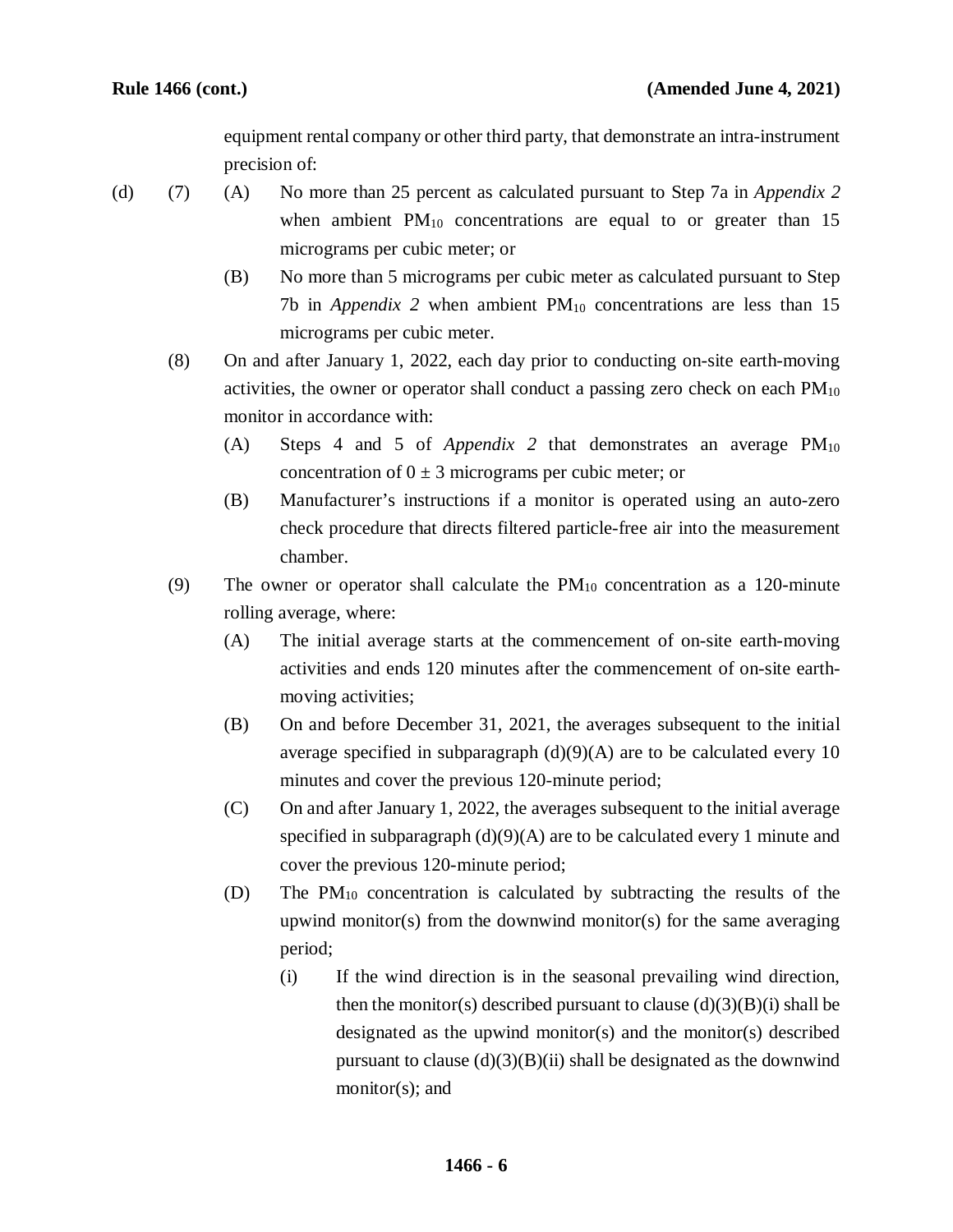equipment rental company or other third party, that demonstrate an intra-instrument precision of:

(d) (7) (A) No more than 25 percent as calculated pursuant to Step 7a in *Appendix 2* when ambient $PM_{10}$ concentrations are equal to or greater than 15 micrograms per cubic meter; or

(B) No more than 5 micrograms per cubic meter as calculated pursuant to Step 7b in *Appendix 2* when ambient $PM_{10}$ concentrations are less than 15 micrograms per cubic meter.

(8) On and after January 1, 2022, each day prior to conducting on-site earth-moving activities, the owner or operator shall conduct a passing zero check on each $PM_{10}$ monitor in accordance with:

(A) Steps 4 and 5 of *Appendix 2* that demonstrates an average $PM_{10}$ concentration of $0 \pm 3$ micrograms per cubic meter; or

(B) Manufacturer's instructions if a monitor is operated using an auto-zero check procedure that directs filtered particle-free air into the measurement chamber.

(9) The owner or operator shall calculate the $PM_{10}$ concentration as a 120-minute rolling average, where:

(A) The initial average starts at the commencement of on-site earth-moving activities and ends 120 minutes after the commencement of on-site earth-moving activities;

(B) On and before December 31, 2021, the averages subsequent to the initial average specified in subparagraph (d)(9)(A) are to be calculated every 10 minutes and cover the previous 120-minute period;

(C) On and after January 1, 2022, the averages subsequent to the initial average specified in subparagraph (d)(9)(A) are to be calculated every 1 minute and cover the previous 120-minute period;

(D) The $PM_{10}$ concentration is calculated by subtracting the results of the upwind monitor(s) from the downwind monitor(s) for the same averaging period;

(i) If the wind direction is in the seasonal prevailing wind direction, then the monitor(s) described pursuant to clause (d)(3)(B)(i) shall be designated as the upwind monitor(s) and the monitor(s) described pursuant to clause (d)(3)(B)(ii) shall be designated as the downwind monitor(s); and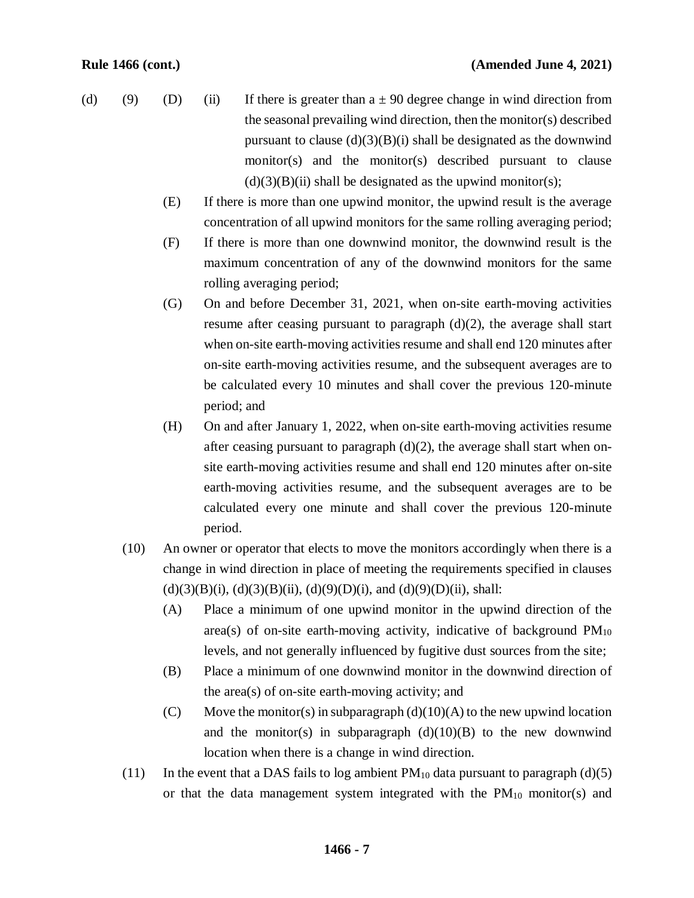(d) (9) (D) (ii) If there is greater than a ± 90 degree change in wind direction from the seasonal prevailing wind direction, then the monitor(s) described pursuant to clause (d)(3)(B)(i) shall be designated as the downwind monitor(s) and the monitor(s) described pursuant to clause (d)(3)(B)(ii) shall be designated as the upwind monitor(s);

(E) If there is more than one upwind monitor, the upwind result is the average concentration of all upwind monitors for the same rolling averaging period;

(F) If there is more than one downwind monitor, the downwind result is the maximum concentration of any of the downwind monitors for the same rolling averaging period;

(G) On and before December 31, 2021, when on-site earth-moving activities resume after ceasing pursuant to paragraph (d)(2), the average shall start when on-site earth-moving activities resume and shall end 120 minutes after on-site earth-moving activities resume, and the subsequent averages are to be calculated every 10 minutes and shall cover the previous 120-minute period; and

(H) On and after January 1, 2022, when on-site earth-moving activities resume after ceasing pursuant to paragraph (d)(2), the average shall start when on-site earth-moving activities resume and shall end 120 minutes after on-site earth-moving activities resume, and the subsequent averages are to be calculated every one minute and shall cover the previous 120-minute period.

(10) An owner or operator that elects to move the monitors accordingly when there is a change in wind direction in place of meeting the requirements specified in clauses (d)(3)(B)(i), (d)(3)(B)(ii), (d)(9)(D)(i), and (d)(9)(D)(ii), shall:

(A) Place a minimum of one upwind monitor in the upwind direction of the area(s) of on-site earth-moving activity, indicative of background $PM_{10}$ levels, and not generally influenced by fugitive dust sources from the site;

(B) Place a minimum of one downwind monitor in the downwind direction of the area(s) of on-site earth-moving activity; and

(C) Move the monitor(s) in subparagraph (d)(10)(A) to the new upwind location and the monitor(s) in subparagraph (d)(10)(B) to the new downwind location when there is a change in wind direction.

(11) In the event that a DAS fails to log ambient $PM_{10}$ data pursuant to paragraph (d)(5) or that the data management system integrated with the $PM_{10}$ monitor(s) and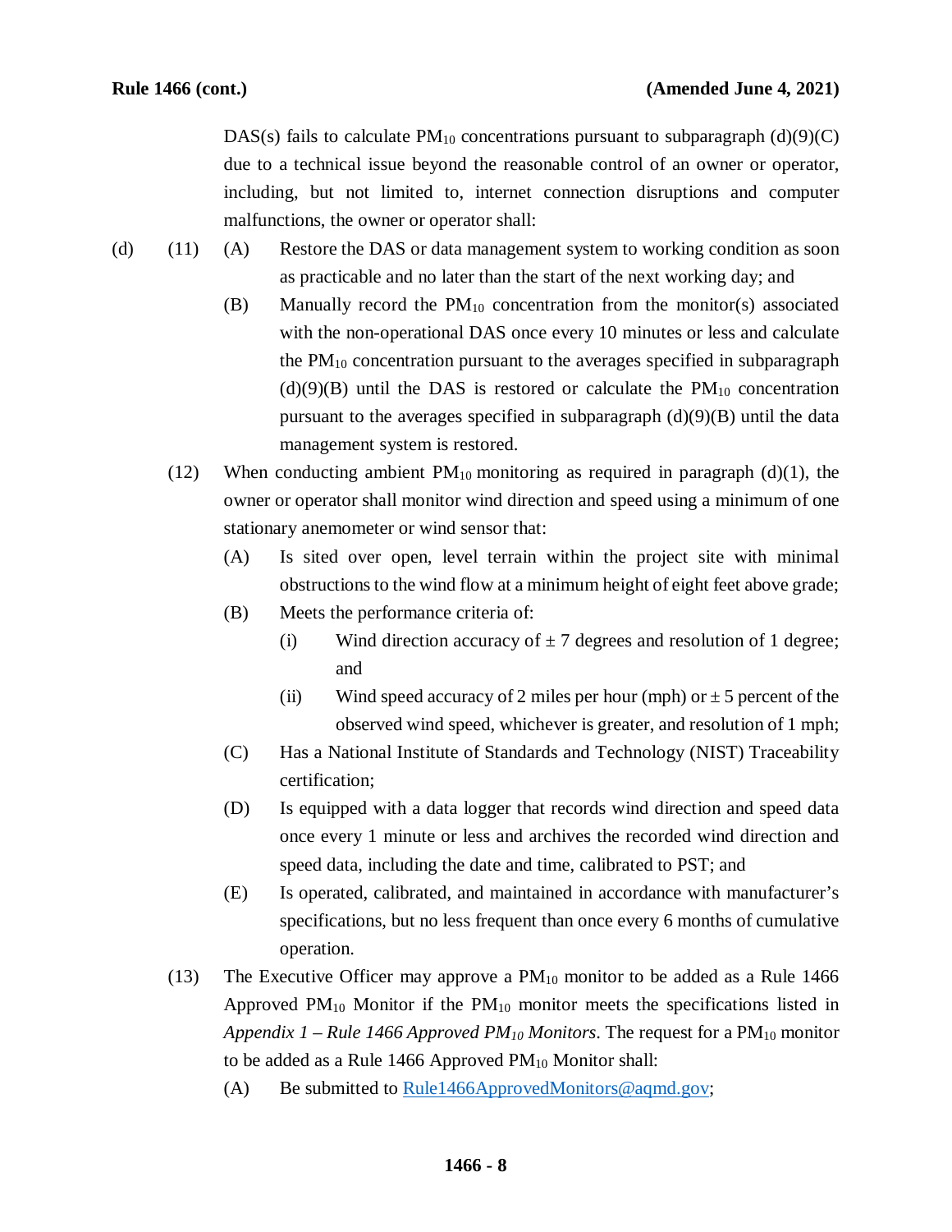DAS(s) fails to calculate $PM_{10}$ concentrations pursuant to subparagraph (d)(9)(C) due to a technical issue beyond the reasonable control of an owner or operator, including, but not limited to, internet connection disruptions and computer malfunctions, the owner or operator shall:

(d) (11) (A) Restore the DAS or data management system to working condition as soon as practicable and no later than the start of the next working day; and

(B) Manually record the $PM_{10}$ concentration from the monitor(s) associated with the non-operational DAS once every 10 minutes or less and calculate the $PM_{10}$ concentration pursuant to the averages specified in subparagraph (d)(9)(B) until the DAS is restored or calculate the $PM_{10}$ concentration pursuant to the averages specified in subparagraph (d)(9)(B) until the data management system is restored.

(12) When conducting ambient $PM_{10}$ monitoring as required in paragraph (d)(1), the owner or operator shall monitor wind direction and speed using a minimum of one stationary anemometer or wind sensor that:

(A) Is sited over open, level terrain within the project site with minimal obstructions to the wind flow at a minimum height of eight feet above grade;

(B) Meets the performance criteria of:

(i) Wind direction accuracy of ± 7 degrees and resolution of 1 degree; and

(ii) Wind speed accuracy of 2 miles per hour (mph) or ± 5 percent of the observed wind speed, whichever is greater, and resolution of 1 mph;

(C) Has a National Institute of Standards and Technology (NIST) Traceability certification;

(D) Is equipped with a data logger that records wind direction and speed data once every 1 minute or less and archives the recorded wind direction and speed data, including the date and time, calibrated to PST; and

(E) Is operated, calibrated, and maintained in accordance with manufacturer's specifications, but no less frequent than once every 6 months of cumulative operation.

(13) The Executive Officer may approve a $PM_{10}$ monitor to be added as a Rule 1466 Approved $PM_{10}$ Monitor if the $PM_{10}$ monitor meets the specifications listed in *Appendix 1 – Rule 1466 Approved $PM_{10}$ Monitors*. The request for a $PM_{10}$ monitor to be added as a Rule 1466 Approved $PM_{10}$ Monitor shall:

(A) Be submitted to Rule1466ApprovedMonitors@aqmd.gov;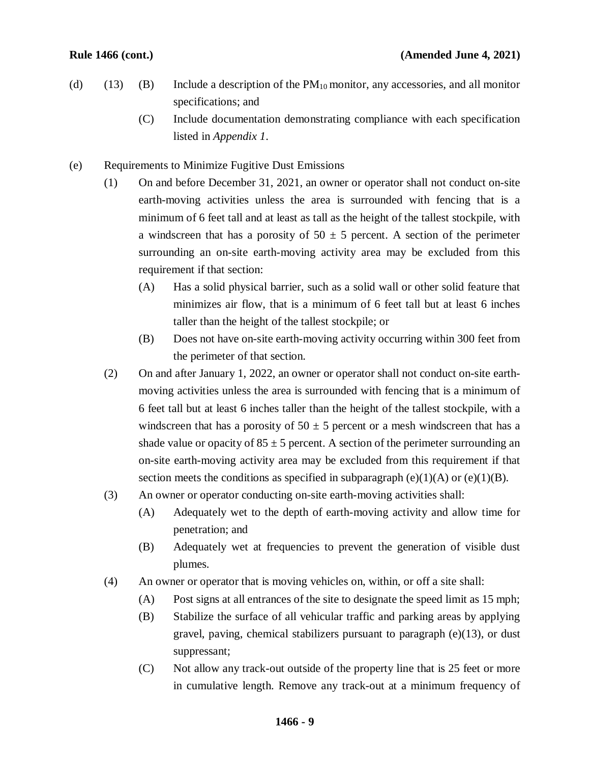(d) (13) (B) Include a description of the $PM_{10}$ monitor, any accessories, and all monitor specifications; and

(C) Include documentation demonstrating compliance with each specification listed in *Appendix 1*.

(e) Requirements to Minimize Fugitive Dust Emissions

(1) On and before December 31, 2021, an owner or operator shall not conduct on-site earth-moving activities unless the area is surrounded with fencing that is a minimum of 6 feet tall and at least as tall as the height of the tallest stockpile, with a windscreen that has a porosity of $50 \pm 5$ percent. A section of the perimeter surrounding an on-site earth-moving activity area may be excluded from this requirement if that section:

(A) Has a solid physical barrier, such as a solid wall or other solid feature that minimizes air flow, that is a minimum of 6 feet tall but at least 6 inches taller than the height of the tallest stockpile; or

(B) Does not have on-site earth-moving activity occurring within 300 feet from the perimeter of that section.

(2) On and after January 1, 2022, an owner or operator shall not conduct on-site earth-moving activities unless the area is surrounded with fencing that is a minimum of 6 feet tall but at least 6 inches taller than the height of the tallest stockpile, with a windscreen that has a porosity of $50 \pm 5$ percent or a mesh windscreen that has a shade value or opacity of $85 \pm 5$ percent. A section of the perimeter surrounding an on-site earth-moving activity area may be excluded from this requirement if that section meets the conditions as specified in subparagraph (e)(1)(A) or (e)(1)(B).

(3) An owner or operator conducting on-site earth-moving activities shall:

(A) Adequately wet to the depth of earth-moving activity and allow time for penetration; and

(B) Adequately wet at frequencies to prevent the generation of visible dust plumes.

(4) An owner or operator that is moving vehicles on, within, or off a site shall:

(A) Post signs at all entrances of the site to designate the speed limit as 15 mph;

(B) Stabilize the surface of all vehicular traffic and parking areas by applying gravel, paving, chemical stabilizers pursuant to paragraph (e)(13), or dust suppressant;

(C) Not allow any track-out outside of the property line that is 25 feet or more in cumulative length. Remove any track-out at a minimum frequency of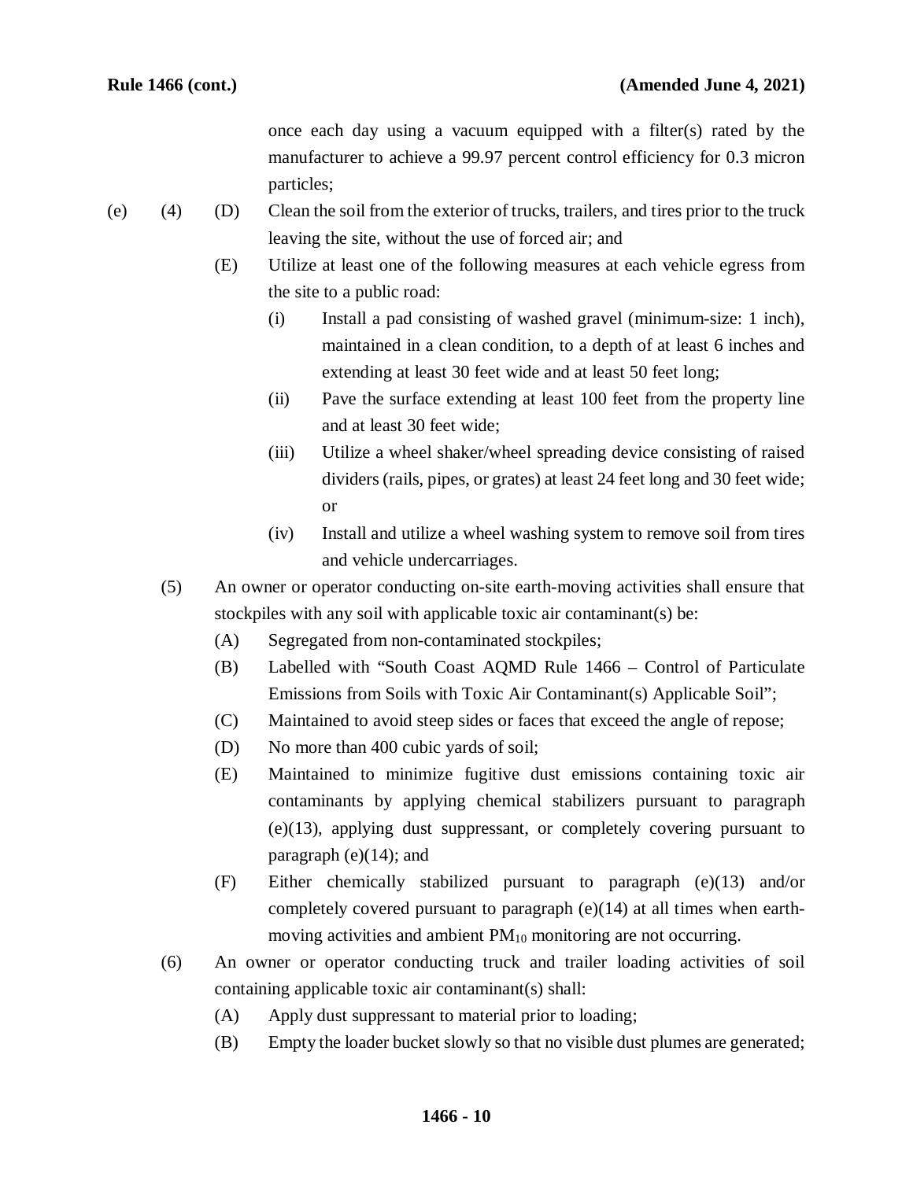once each day using a vacuum equipped with a filter(s) rated by the manufacturer to achieve a 99.97 percent control efficiency for 0.3 micron particles;

(e) (4) (D) Clean the soil from the exterior of trucks, trailers, and tires prior to the truck leaving the site, without the use of forced air; and

(E) Utilize at least one of the following measures at each vehicle egress from the site to a public road:

(i) Install a pad consisting of washed gravel (minimum-size: 1 inch), maintained in a clean condition, to a depth of at least 6 inches and extending at least 30 feet wide and at least 50 feet long;

(ii) Pave the surface extending at least 100 feet from the property line and at least 30 feet wide;

(iii) Utilize a wheel shaker/wheel spreading device consisting of raised dividers (rails, pipes, or grates) at least 24 feet long and 30 feet wide; or

(iv) Install and utilize a wheel washing system to remove soil from tires and vehicle undercarriages.

(5) An owner or operator conducting on-site earth-moving activities shall ensure that stockpiles with any soil with applicable toxic air contaminant(s) be:

(A) Segregated from non-contaminated stockpiles;

(B) Labelled with "South Coast AQMD Rule 1466 – Control of Particulate Emissions from Soils with Toxic Air Contaminant(s) Applicable Soil";

(C) Maintained to avoid steep sides or faces that exceed the angle of repose;

(D) No more than 400 cubic yards of soil;

(E) Maintained to minimize fugitive dust emissions containing toxic air contaminants by applying chemical stabilizers pursuant to paragraph (e)(13), applying dust suppressant, or completely covering pursuant to paragraph (e)(14); and

(F) Either chemically stabilized pursuant to paragraph (e)(13) and/or completely covered pursuant to paragraph (e)(14) at all times when earth-moving activities and ambient $PM_{10}$ monitoring are not occurring.

(6) An owner or operator conducting truck and trailer loading activities of soil containing applicable toxic air contaminant(s) shall:

(A) Apply dust suppressant to material prior to loading;

(B) Empty the loader bucket slowly so that no visible dust plumes are generated;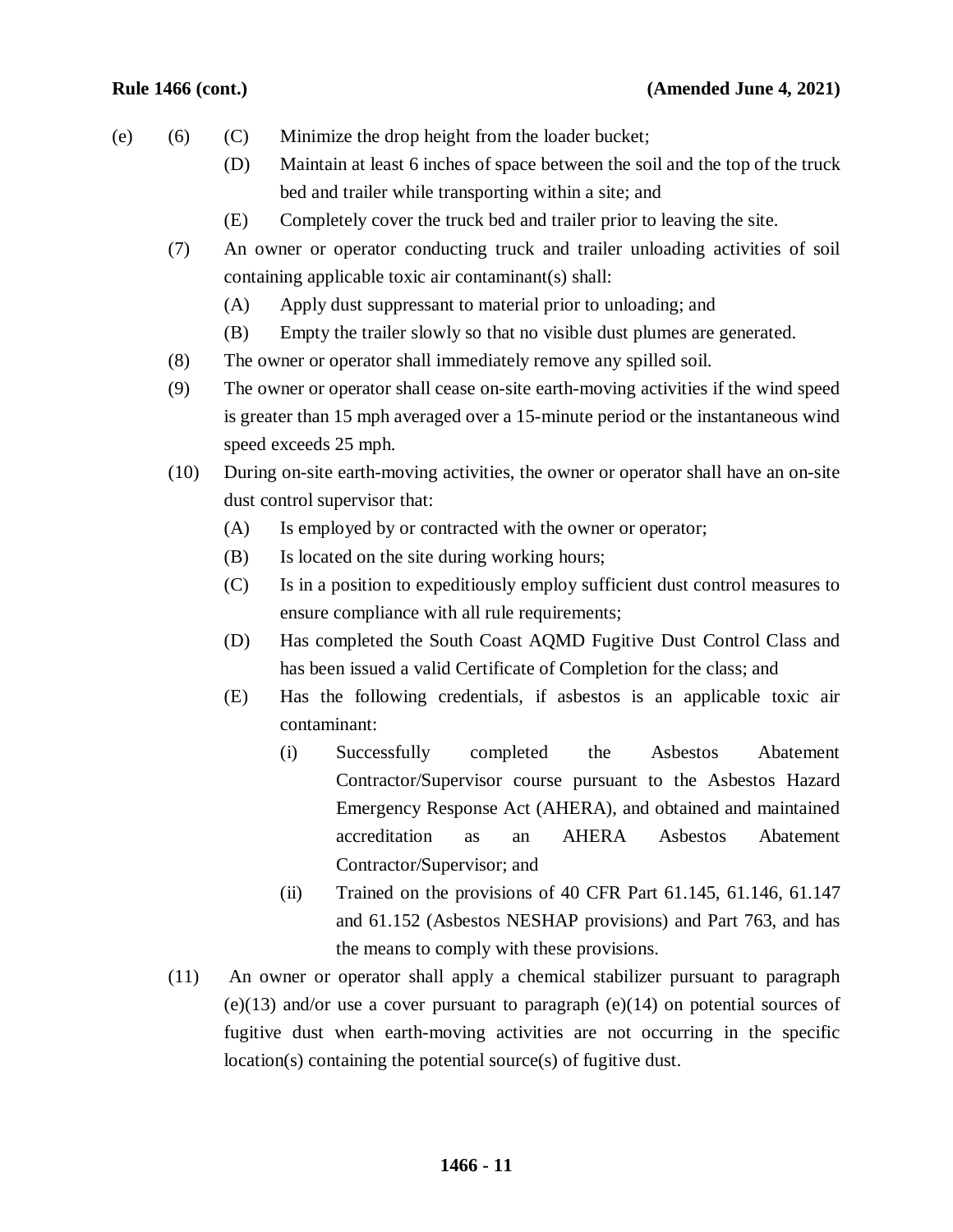(e) (6) (C) Minimize the drop height from the loader bucket;

(D) Maintain at least 6 inches of space between the soil and the top of the truck bed and trailer while transporting within a site; and

(E) Completely cover the truck bed and trailer prior to leaving the site.

(7) An owner or operator conducting truck and trailer unloading activities of soil containing applicable toxic air contaminant(s) shall:

(A) Apply dust suppressant to material prior to unloading; and

(B) Empty the trailer slowly so that no visible dust plumes are generated.

(8) The owner or operator shall immediately remove any spilled soil.

(9) The owner or operator shall cease on-site earth-moving activities if the wind speed is greater than 15 mph averaged over a 15-minute period or the instantaneous wind speed exceeds 25 mph.

(10) During on-site earth-moving activities, the owner or operator shall have an on-site dust control supervisor that:

(A) Is employed by or contracted with the owner or operator;

(B) Is located on the site during working hours;

(C) Is in a position to expeditiously employ sufficient dust control measures to ensure compliance with all rule requirements;

(D) Has completed the South Coast AQMD Fugitive Dust Control Class and has been issued a valid Certificate of Completion for the class; and

(E) Has the following credentials, if asbestos is an applicable toxic air contaminant:

(i) Successfully completed the Asbestos Abatement Contractor/Supervisor course pursuant to the Asbestos Hazard Emergency Response Act (AHERA), and obtained and maintained accreditation as an AHERA Asbestos Abatement Contractor/Supervisor; and

(ii) Trained on the provisions of 40 CFR Part 61.145, 61.146, 61.147 and 61.152 (Asbestos NESHAP provisions) and Part 763, and has the means to comply with these provisions.

(11) An owner or operator shall apply a chemical stabilizer pursuant to paragraph (e)(13) and/or use a cover pursuant to paragraph (e)(14) on potential sources of fugitive dust when earth-moving activities are not occurring in the specific location(s) containing the potential source(s) of fugitive dust.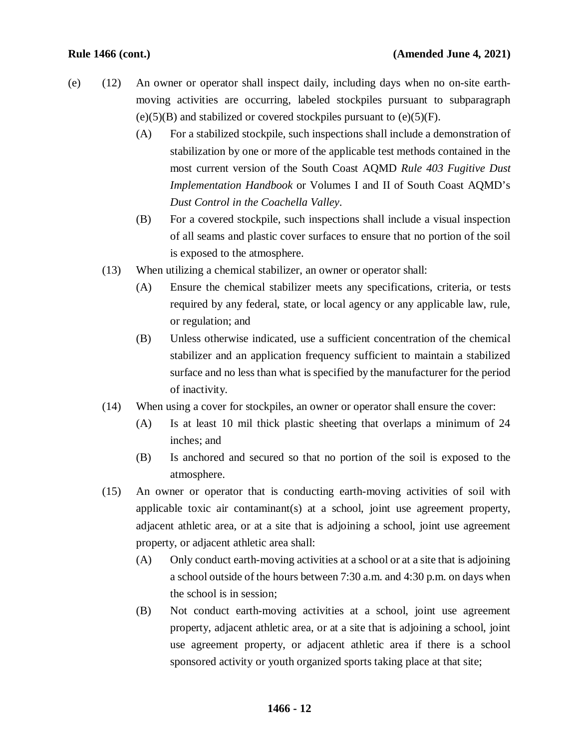(e) (12) An owner or operator shall inspect daily, including days when no on-site earth-moving activities are occurring, labeled stockpiles pursuant to subparagraph (e)(5)(B) and stabilized or covered stockpiles pursuant to (e)(5)(F).

(A) For a stabilized stockpile, such inspections shall include a demonstration of stabilization by one or more of the applicable test methods contained in the most current version of the South Coast AQMD *Rule 403 Fugitive Dust Implementation Handbook* or Volumes I and II of South Coast AQMD's *Dust Control in the Coachella Valley*.

(B) For a covered stockpile, such inspections shall include a visual inspection of all seams and plastic cover surfaces to ensure that no portion of the soil is exposed to the atmosphere.

(13) When utilizing a chemical stabilizer, an owner or operator shall:

(A) Ensure the chemical stabilizer meets any specifications, criteria, or tests required by any federal, state, or local agency or any applicable law, rule, or regulation; and

(B) Unless otherwise indicated, use a sufficient concentration of the chemical stabilizer and an application frequency sufficient to maintain a stabilized surface and no less than what is specified by the manufacturer for the period of inactivity.

(14) When using a cover for stockpiles, an owner or operator shall ensure the cover:

(A) Is at least 10 mil thick plastic sheeting that overlaps a minimum of 24 inches; and

(B) Is anchored and secured so that no portion of the soil is exposed to the atmosphere.

(15) An owner or operator that is conducting earth-moving activities of soil with applicable toxic air contaminant(s) at a school, joint use agreement property, adjacent athletic area, or at a site that is adjoining a school, joint use agreement property, or adjacent athletic area shall:

(A) Only conduct earth-moving activities at a school or at a site that is adjoining a school outside of the hours between 7:30 a.m. and 4:30 p.m. on days when the school is in session;

(B) Not conduct earth-moving activities at a school, joint use agreement property, adjacent athletic area, or at a site that is adjoining a school, joint use agreement property, or adjacent athletic area if there is a school sponsored activity or youth organized sports taking place at that site;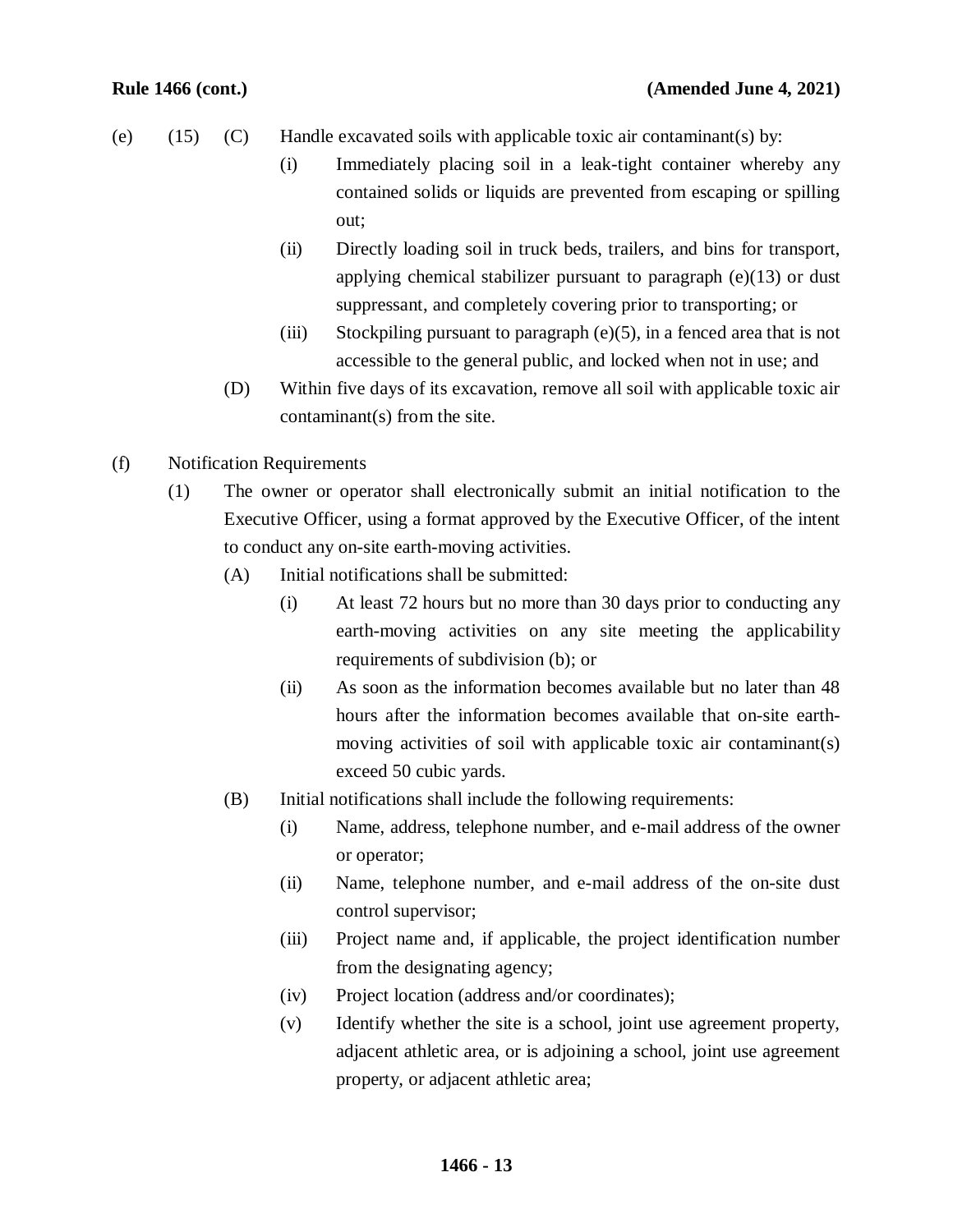(e) (15) (C) Handle excavated soils with applicable toxic air contaminant(s) by:

(i) Immediately placing soil in a leak-tight container whereby any contained solids or liquids are prevented from escaping or spilling out;

(ii) Directly loading soil in truck beds, trailers, and bins for transport, applying chemical stabilizer pursuant to paragraph (e)(13) or dust suppressant, and completely covering prior to transporting; or

(iii) Stockpiling pursuant to paragraph (e)(5), in a fenced area that is not accessible to the general public, and locked when not in use; and

(D) Within five days of its excavation, remove all soil with applicable toxic air contaminant(s) from the site.

(f) Notification Requirements

(1) The owner or operator shall electronically submit an initial notification to the Executive Officer, using a format approved by the Executive Officer, of the intent to conduct any on-site earth-moving activities.

(A) Initial notifications shall be submitted:

(i) At least 72 hours but no more than 30 days prior to conducting any earth-moving activities on any site meeting the applicability requirements of subdivision (b); or

(ii) As soon as the information becomes available but no later than 48 hours after the information becomes available that on-site earth-moving activities of soil with applicable toxic air contaminant(s) exceed 50 cubic yards.

(B) Initial notifications shall include the following requirements:

(i) Name, address, telephone number, and e-mail address of the owner or operator;

(ii) Name, telephone number, and e-mail address of the on-site dust control supervisor;

(iii) Project name and, if applicable, the project identification number from the designating agency;

(iv) Project location (address and/or coordinates);

(v) Identify whether the site is a school, joint use agreement property, adjacent athletic area, or is adjoining a school, joint use agreement property, or adjacent athletic area;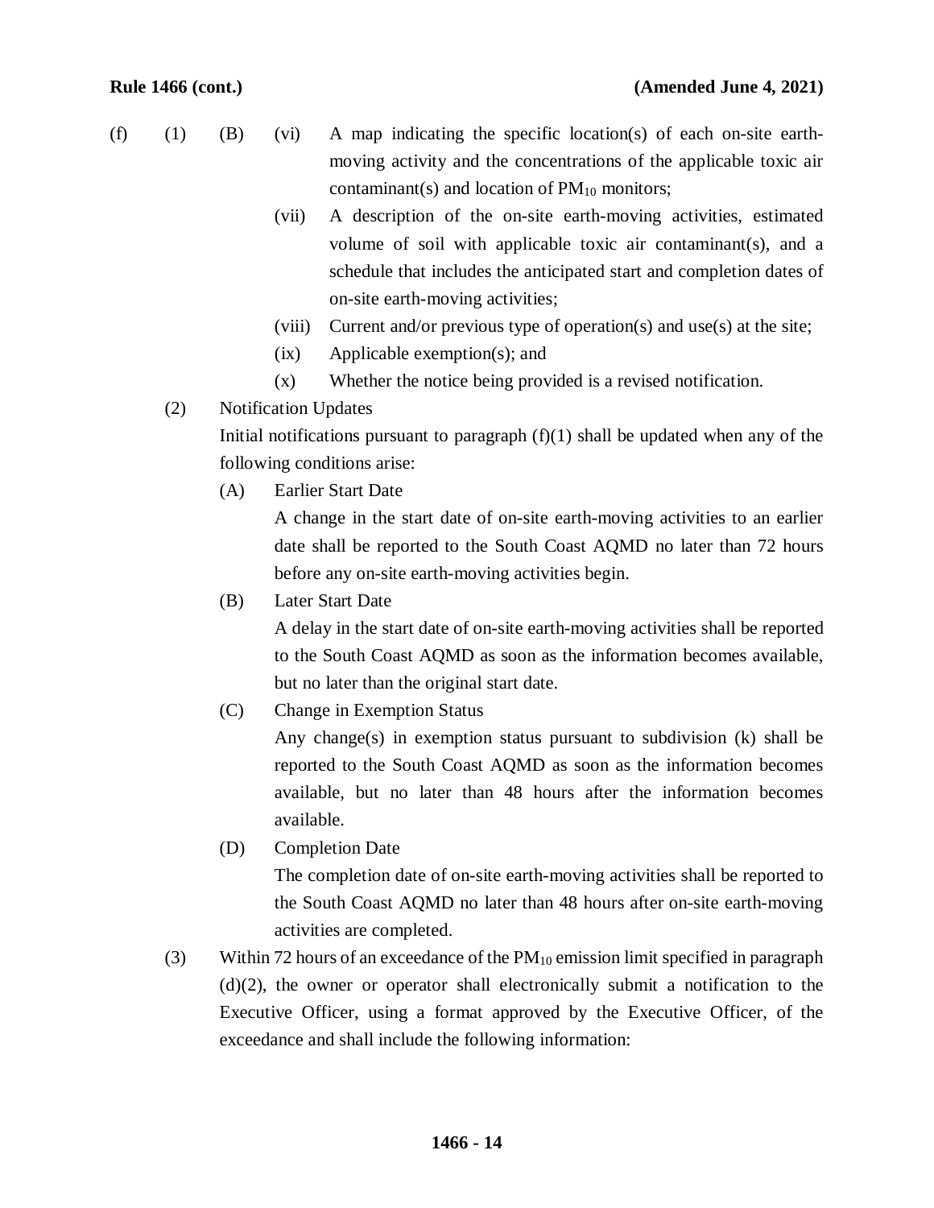(f) (1) (B)

(vi) A map indicating the specific location(s) of each on-site earth-moving activity and the concentrations of the applicable toxic air contaminant(s) and location of $PM_{10}$ monitors;

(vii) A description of the on-site earth-moving activities, estimated volume of soil with applicable toxic air contaminant(s), and a schedule that includes the anticipated start and completion dates of on-site earth-moving activities;

(viii) Current and/or previous type of operation(s) and use(s) at the site;

(ix) Applicable exemption(s); and

(x) Whether the notice being provided is a revised notification.

(2) Notification Updates

Initial notifications pursuant to paragraph (f)(1) shall be updated when any of the following conditions arise:

(A) Earlier Start Date

A change in the start date of on-site earth-moving activities to an earlier date shall be reported to the South Coast AQMD no later than 72 hours before any on-site earth-moving activities begin.

(B) Later Start Date

A delay in the start date of on-site earth-moving activities shall be reported to the South Coast AQMD as soon as the information becomes available, but no later than the original start date.

(C) Change in Exemption Status

Any change(s) in exemption status pursuant to subdivision (k) shall be reported to the South Coast AQMD as soon as the information becomes available, but no later than 48 hours after the information becomes available.

(D) Completion Date

The completion date of on-site earth-moving activities shall be reported to the South Coast AQMD no later than 48 hours after on-site earth-moving activities are completed.

(3) Within 72 hours of an exceedance of the $PM_{10}$ emission limit specified in paragraph (d)(2), the owner or operator shall electronically submit a notification to the Executive Officer, using a format approved by the Executive Officer, of the exceedance and shall include the following information: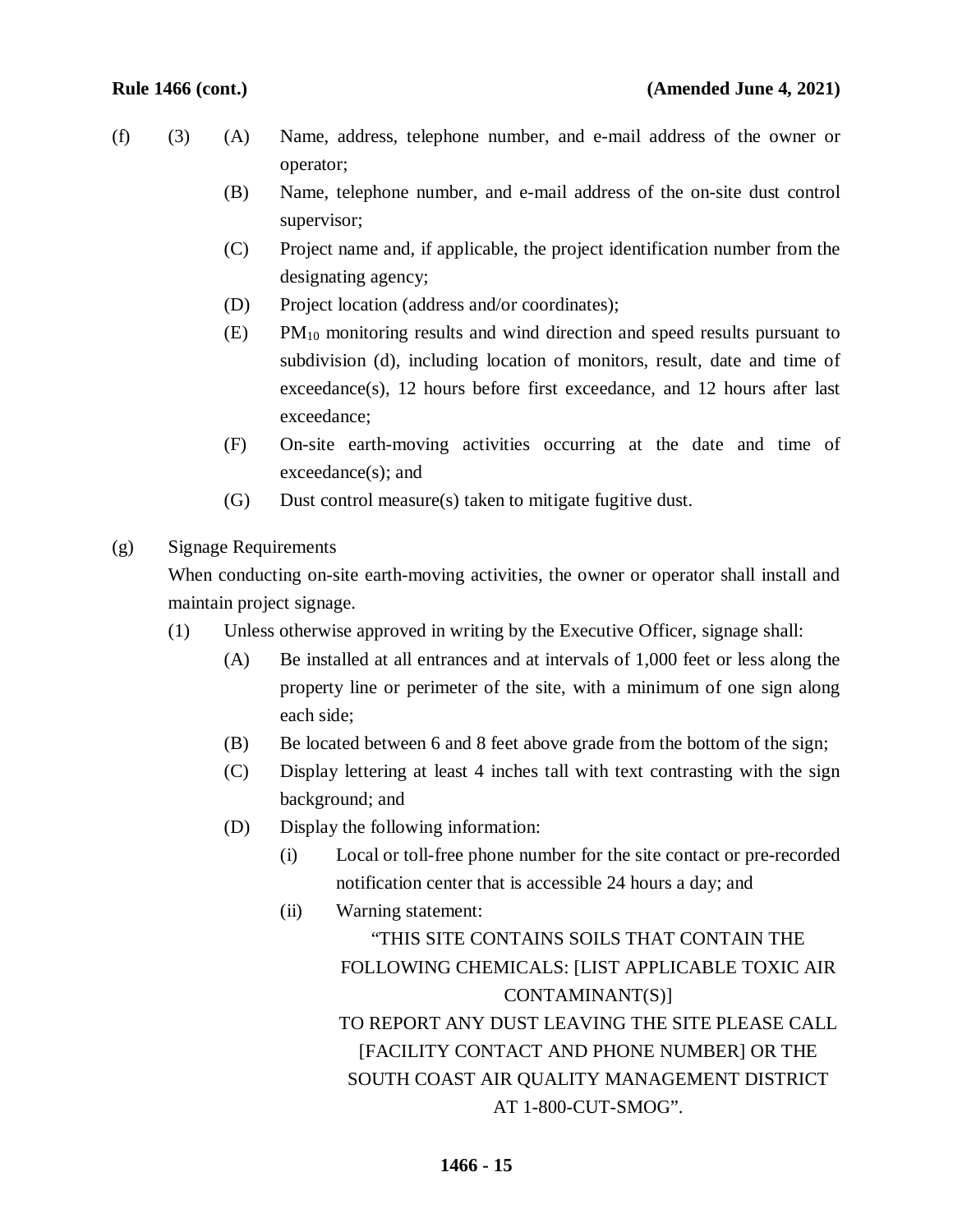(f) (3)

(A) Name, address, telephone number, and e-mail address of the owner or operator;

(B) Name, telephone number, and e-mail address of the on-site dust control supervisor;

(C) Project name and, if applicable, the project identification number from the designating agency;

(D) Project location (address and/or coordinates);

(E) $PM_{10}$ monitoring results and wind direction and speed results pursuant to subdivision (d), including location of monitors, result, date and time of exceedance(s), 12 hours before first exceedance, and 12 hours after last exceedance;

(F) On-site earth-moving activities occurring at the date and time of exceedance(s); and

(G) Dust control measure(s) taken to mitigate fugitive dust.

(g) Signage Requirements

When conducting on-site earth-moving activities, the owner or operator shall install and maintain project signage.

(1) Unless otherwise approved in writing by the Executive Officer, signage shall:

(A) Be installed at all entrances and at intervals of 1,000 feet or less along the property line or perimeter of the site, with a minimum of one sign along each side;

(B) Be located between 6 and 8 feet above grade from the bottom of the sign;

(C) Display lettering at least 4 inches tall with text contrasting with the sign background; and

(D) Display the following information:

(i) Local or toll-free phone number for the site contact or pre-recorded notification center that is accessible 24 hours a day; and

(ii) Warning statement:

"THIS SITE CONTAINS SOILS THAT CONTAIN THE FOLLOWING CHEMICALS: [LIST APPLICABLE TOXIC AIR CONTAMINANT(S)]
TO REPORT ANY DUST LEAVING THE SITE PLEASE CALL [FACILITY CONTACT AND PHONE NUMBER] OR THE SOUTH COAST AIR QUALITY MANAGEMENT DISTRICT AT 1-800-CUT-SMOG".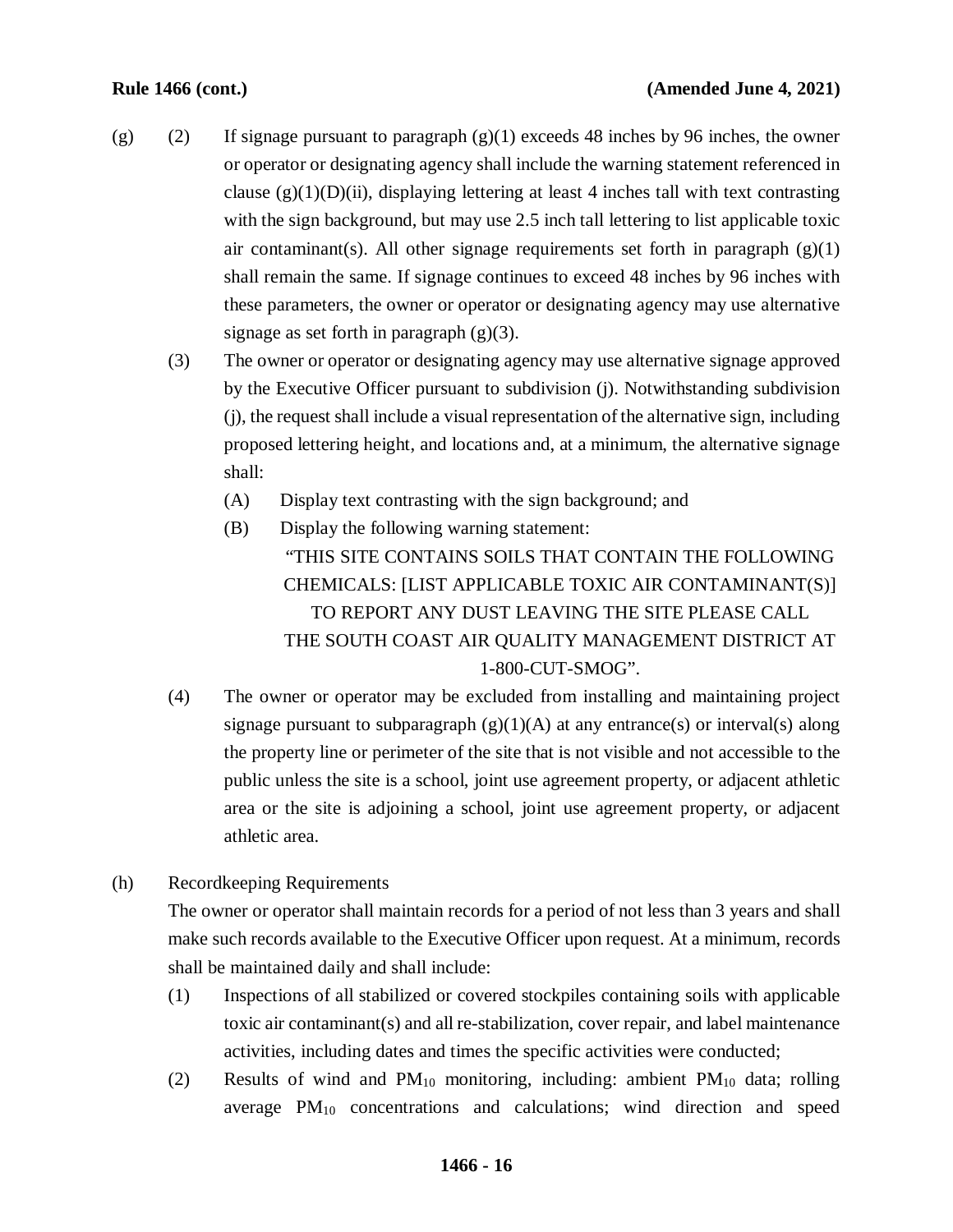(g) (2) If signage pursuant to paragraph (g)(1) exceeds 48 inches by 96 inches, the owner or operator or designating agency shall include the warning statement referenced in clause (g)(1)(D)(ii), displaying lettering at least 4 inches tall with text contrasting with the sign background, but may use 2.5 inch tall lettering to list applicable toxic air contaminant(s). All other signage requirements set forth in paragraph (g)(1) shall remain the same. If signage continues to exceed 48 inches by 96 inches with these parameters, the owner or operator or designating agency may use alternative signage as set forth in paragraph (g)(3).

(3) The owner or operator or designating agency may use alternative signage approved by the Executive Officer pursuant to subdivision (j). Notwithstanding subdivision (j), the request shall include a visual representation of the alternative sign, including proposed lettering height, and locations and, at a minimum, the alternative signage shall:

(A) Display text contrasting with the sign background; and

(B) Display the following warning statement:

"THIS SITE CONTAINS SOILS THAT CONTAIN THE FOLLOWING CHEMICALS: [LIST APPLICABLE TOXIC AIR CONTAMINANT(S)] TO REPORT ANY DUST LEAVING THE SITE PLEASE CALL THE SOUTH COAST AIR QUALITY MANAGEMENT DISTRICT AT 1-800-CUT-SMOG".

(4) The owner or operator may be excluded from installing and maintaining project signage pursuant to subparagraph (g)(1)(A) at any entrance(s) or interval(s) along the property line or perimeter of the site that is not visible and not accessible to the public unless the site is a school, joint use agreement property, or adjacent athletic area or the site is adjoining a school, joint use agreement property, or adjacent athletic area.

(h) Recordkeeping Requirements

The owner or operator shall maintain records for a period of not less than 3 years and shall make such records available to the Executive Officer upon request. At a minimum, records shall be maintained daily and shall include:

(1) Inspections of all stabilized or covered stockpiles containing soils with applicable toxic air contaminant(s) and all re-stabilization, cover repair, and label maintenance activities, including dates and times the specific activities were conducted;

(2) Results of wind and $PM_{10}$ monitoring, including: ambient $PM_{10}$ data; rolling average $PM_{10}$ concentrations and calculations; wind direction and speed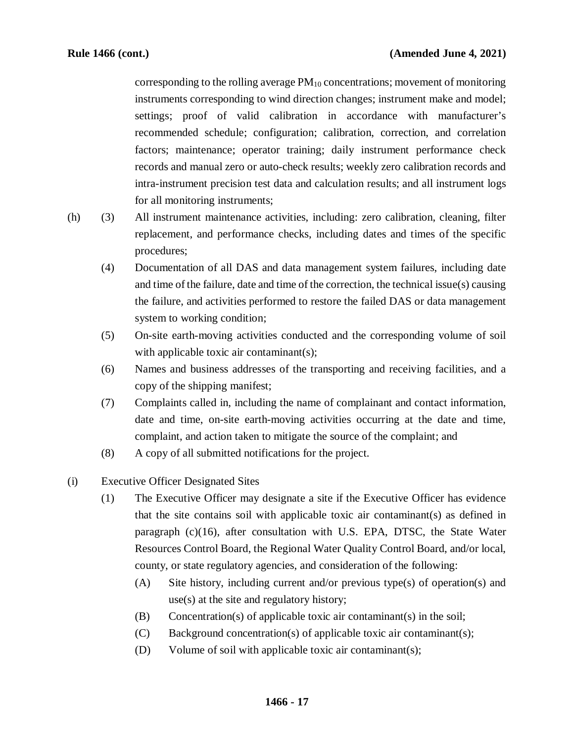corresponding to the rolling average $PM_{10}$ concentrations; movement of monitoring instruments corresponding to wind direction changes; instrument make and model; settings; proof of valid calibration in accordance with manufacturer's recommended schedule; configuration; calibration, correction, and correlation factors; maintenance; operator training; daily instrument performance check records and manual zero or auto-check results; weekly zero calibration records and intra-instrument precision test data and calculation results; and all instrument logs for all monitoring instruments;

(h) (3) All instrument maintenance activities, including: zero calibration, cleaning, filter replacement, and performance checks, including dates and times of the specific procedures;

(4) Documentation of all DAS and data management system failures, including date and time of the failure, date and time of the correction, the technical issue(s) causing the failure, and activities performed to restore the failed DAS or data management system to working condition;

(5) On-site earth-moving activities conducted and the corresponding volume of soil with applicable toxic air contaminant(s);

(6) Names and business addresses of the transporting and receiving facilities, and a copy of the shipping manifest;

(7) Complaints called in, including the name of complainant and contact information, date and time, on-site earth-moving activities occurring at the date and time, complaint, and action taken to mitigate the source of the complaint; and

(8) A copy of all submitted notifications for the project.

(i) Executive Officer Designated Sites

(1) The Executive Officer may designate a site if the Executive Officer has evidence that the site contains soil with applicable toxic air contaminant(s) as defined in paragraph (c)(16), after consultation with U.S. EPA, DTSC, the State Water Resources Control Board, the Regional Water Quality Control Board, and/or local, county, or state regulatory agencies, and consideration of the following:

(A) Site history, including current and/or previous type(s) of operation(s) and use(s) at the site and regulatory history;

(B) Concentration(s) of applicable toxic air contaminant(s) in the soil;

(C) Background concentration(s) of applicable toxic air contaminant(s);

(D) Volume of soil with applicable toxic air contaminant(s);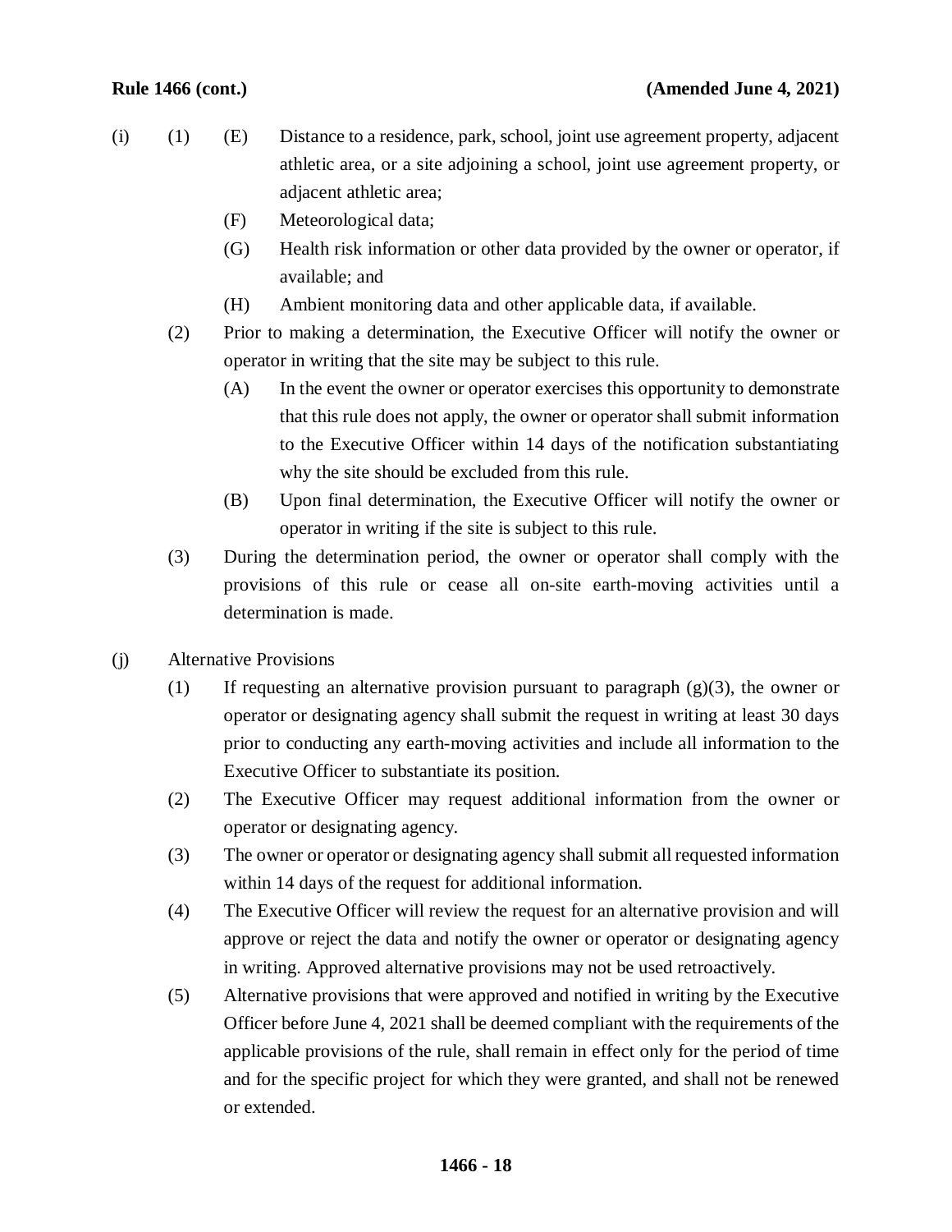(i) (1) (E) Distance to a residence, park, school, joint use agreement property, adjacent athletic area, or a site adjoining a school, joint use agreement property, or adjacent athletic area;

(F) Meteorological data;

(G) Health risk information or other data provided by the owner or operator, if available; and

(H) Ambient monitoring data and other applicable data, if available.

(2) Prior to making a determination, the Executive Officer will notify the owner or operator in writing that the site may be subject to this rule.

(A) In the event the owner or operator exercises this opportunity to demonstrate that this rule does not apply, the owner or operator shall submit information to the Executive Officer within 14 days of the notification substantiating why the site should be excluded from this rule.

(B) Upon final determination, the Executive Officer will notify the owner or operator in writing if the site is subject to this rule.

(3) During the determination period, the owner or operator shall comply with the provisions of this rule or cease all on-site earth-moving activities until a determination is made.

(j) Alternative Provisions

(1) If requesting an alternative provision pursuant to paragraph (g)(3), the owner or operator or designating agency shall submit the request in writing at least 30 days prior to conducting any earth-moving activities and include all information to the Executive Officer to substantiate its position.

(2) The Executive Officer may request additional information from the owner or operator or designating agency.

(3) The owner or operator or designating agency shall submit all requested information within 14 days of the request for additional information.

(4) The Executive Officer will review the request for an alternative provision and will approve or reject the data and notify the owner or operator or designating agency in writing. Approved alternative provisions may not be used retroactively.

(5) Alternative provisions that were approved and notified in writing by the Executive Officer before June 4, 2021 shall be deemed compliant with the requirements of the applicable provisions of the rule, shall remain in effect only for the period of time and for the specific project for which they were granted, and shall not be renewed or extended.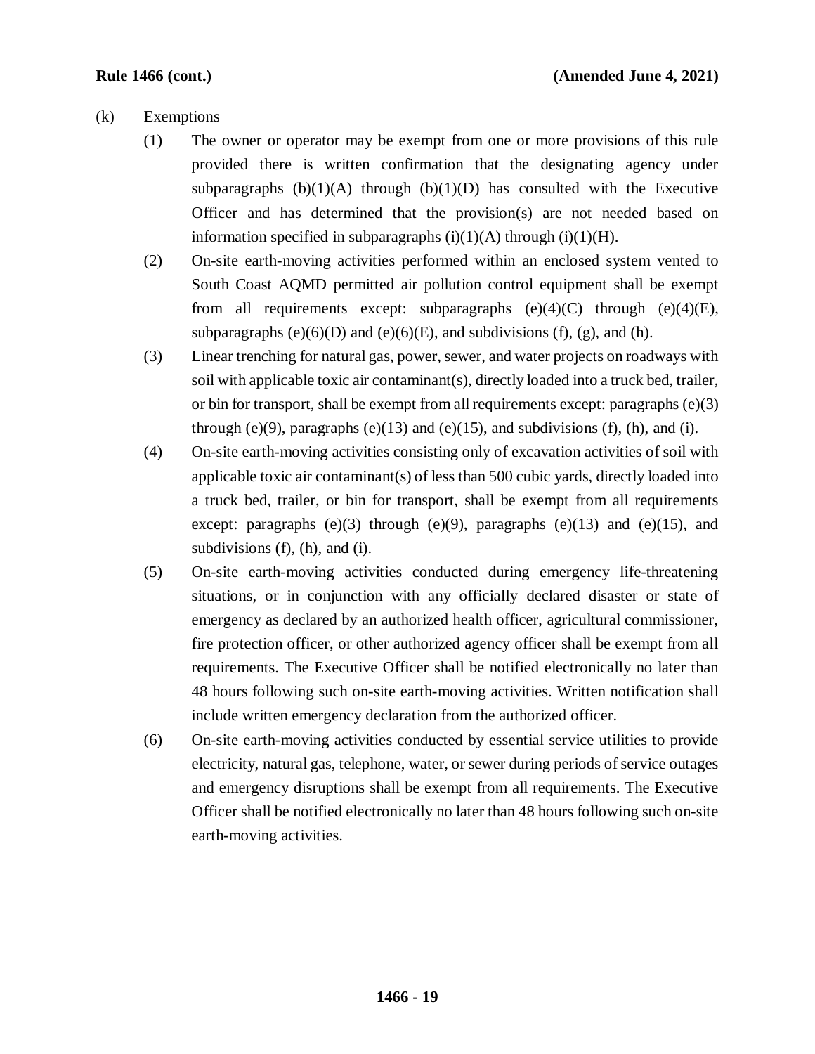(k) Exemptions

(1) The owner or operator may be exempt from one or more provisions of this rule provided there is written confirmation that the designating agency under subparagraphs (b)(1)(A) through (b)(1)(D) has consulted with the Executive Officer and has determined that the provision(s) are not needed based on information specified in subparagraphs (i)(1)(A) through (i)(1)(H).

(2) On-site earth-moving activities performed within an enclosed system vented to South Coast AQMD permitted air pollution control equipment shall be exempt from all requirements except: subparagraphs (e)(4)(C) through (e)(4)(E), subparagraphs (e)(6)(D) and (e)(6)(E), and subdivisions (f), (g), and (h).

(3) Linear trenching for natural gas, power, sewer, and water projects on roadways with soil with applicable toxic air contaminant(s), directly loaded into a truck bed, trailer, or bin for transport, shall be exempt from all requirements except: paragraphs (e)(3) through (e)(9), paragraphs (e)(13) and (e)(15), and subdivisions (f), (h), and (i).

(4) On-site earth-moving activities consisting only of excavation activities of soil with applicable toxic air contaminant(s) of less than 500 cubic yards, directly loaded into a truck bed, trailer, or bin for transport, shall be exempt from all requirements except: paragraphs (e)(3) through (e)(9), paragraphs (e)(13) and (e)(15), and subdivisions (f), (h), and (i).

(5) On-site earth-moving activities conducted during emergency life-threatening situations, or in conjunction with any officially declared disaster or state of emergency as declared by an authorized health officer, agricultural commissioner, fire protection officer, or other authorized agency officer shall be exempt from all requirements. The Executive Officer shall be notified electronically no later than 48 hours following such on-site earth-moving activities. Written notification shall include written emergency declaration from the authorized officer.

(6) On-site earth-moving activities conducted by essential service utilities to provide electricity, natural gas, telephone, water, or sewer during periods of service outages and emergency disruptions shall be exempt from all requirements. The Executive Officer shall be notified electronically no later than 48 hours following such on-site earth-moving activities.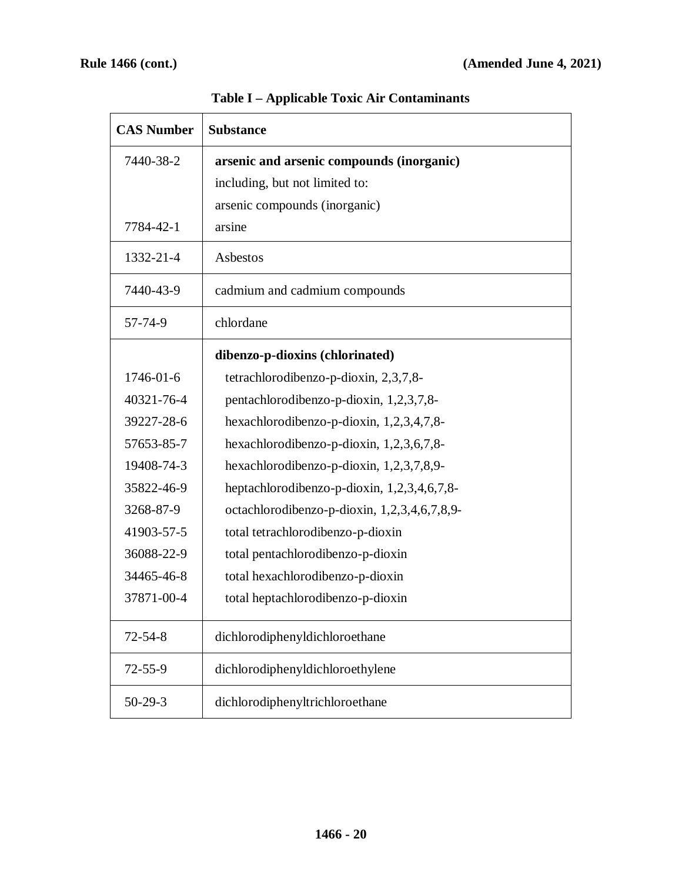**Table I – Applicable Toxic Air Contaminants**

| CAS Number | Substance |
|---|---|
| 7440-38-2 | **arsenic and arsenic compounds (inorganic)** |
| | including, but not limited to: |
| | arsenic compounds (inorganic) |
| 7784-42-1 | arsine |
| 1332-21-4 | Asbestos |
| 7440-43-9 | cadmium and cadmium compounds |
| 57-74-9 | chlordane |
| | **dibenzo-p-dioxins (chlorinated)** |
| 1746-01-6 | tetrachlorodibenzo-p-dioxin, 2,3,7,8- |
| 40321-76-4 | pentachlorodibenzo-p-dioxin, 1,2,3,7,8- |
| 39227-28-6 | hexachlorodibenzo-p-dioxin, 1,2,3,4,7,8- |
| 57653-85-7 | hexachlorodibenzo-p-dioxin, 1,2,3,6,7,8- |
| 19408-74-3 | hexachlorodibenzo-p-dioxin, 1,2,3,7,8,9- |
| 35822-46-9 | heptachlorodibenzo-p-dioxin, 1,2,3,4,6,7,8- |
| 3268-87-9 | octachlorodibenzo-p-dioxin, 1,2,3,4,6,7,8,9- |
| 41903-57-5 | total tetrachlorodibenzo-p-dioxin |
| 36088-22-9 | total pentachlorodibenzo-p-dioxin |
| 34465-46-8 | total hexachlorodibenzo-p-dioxin |
| 37871-00-4 | total heptachlorodibenzo-p-dioxin |
| 72-54-8 | dichlorodiphenyldichloroethane |
| 72-55-9 | dichlorodiphenyldichloroethylene |
| 50-29-3 | dichlorodiphenyltrichloroethane |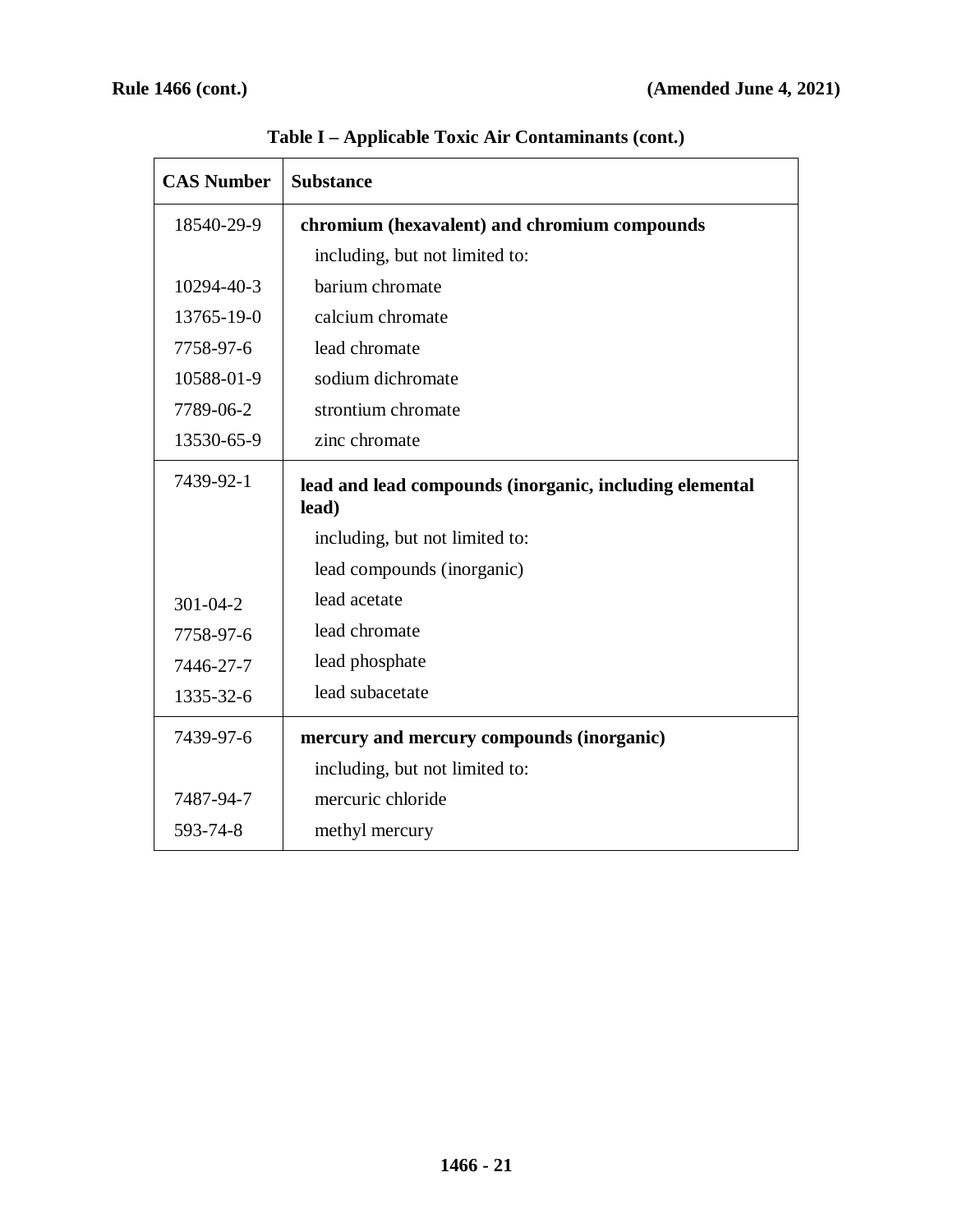**Table I – Applicable Toxic Air Contaminants (cont.)**

| CAS Number | Substance |
|---|---|
| 18540-29-9 | **chromium (hexavalent) and chromium compounds** |
| | including, but not limited to: |
| 10294-40-3 | barium chromate |
| 13765-19-0 | calcium chromate |
| 7758-97-6 | lead chromate |
| 10588-01-9 | sodium dichromate |
| 7789-06-2 | strontium chromate |
| 13530-65-9 | zinc chromate |
| 7439-92-1 | **lead and lead compounds (inorganic, including elemental lead)** |
| | including, but not limited to: |
| | lead compounds (inorganic) |
| 301-04-2 | lead acetate |
| 7758-97-6 | lead chromate |
| 7446-27-7 | lead phosphate |
| 1335-32-6 | lead subacetate |
| 7439-97-6 | **mercury and mercury compounds (inorganic)** |
| | including, but not limited to: |
| 7487-94-7 | mercuric chloride |
| 593-74-8 | methyl mercury |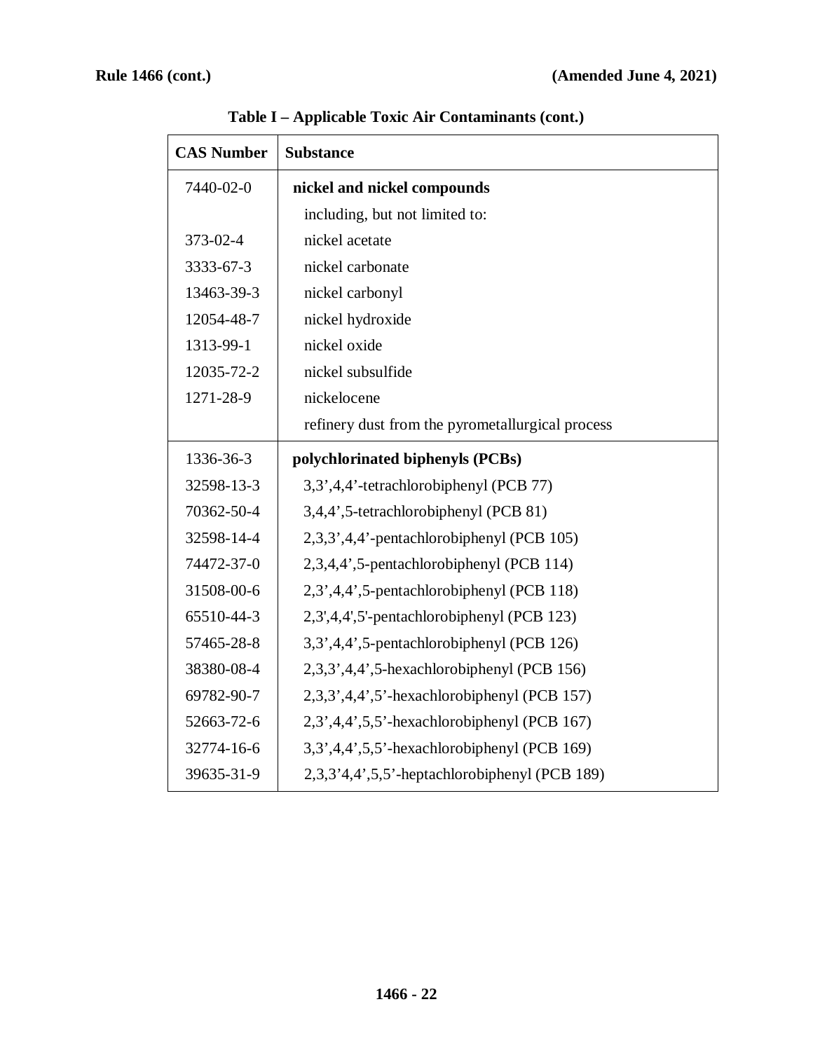**Table I – Applicable Toxic Air Contaminants (cont.)**

| CAS Number | Substance |
|---|---|
| 7440-02-0 | **nickel and nickel compounds** |
| | including, but not limited to: |
| 373-02-4 | nickel acetate |
| 3333-67-3 | nickel carbonate |
| 13463-39-3 | nickel carbonyl |
| 12054-48-7 | nickel hydroxide |
| 1313-99-1 | nickel oxide |
| 12035-72-2 | nickel subsulfide |
| 1271-28-9 | nickelocene |
| | refinery dust from the pyrometallurgical process |
| 1336-36-3 | **polychlorinated biphenyls (PCBs)** |
| 32598-13-3 | 3,3',4,4'-tetrachlorobiphenyl (PCB 77) |
| 70362-50-4 | 3,4,4',5-tetrachlorobiphenyl (PCB 81) |
| 32598-14-4 | 2,3,3',4,4'-pentachlorobiphenyl (PCB 105) |
| 74472-37-0 | 2,3,4,4',5-pentachlorobiphenyl (PCB 114) |
| 31508-00-6 | 2,3',4,4',5-pentachlorobiphenyl (PCB 118) |
| 65510-44-3 | 2,3',4,4',5'-pentachlorobiphenyl (PCB 123) |
| 57465-28-8 | 3,3',4,4',5-pentachlorobiphenyl (PCB 126) |
| 38380-08-4 | 2,3,3',4,4',5-hexachlorobiphenyl (PCB 156) |
| 69782-90-7 | 2,3,3',4,4',5'-hexachlorobiphenyl (PCB 157) |
| 52663-72-6 | 2,3',4,4',5,5'-hexachlorobiphenyl (PCB 167) |
| 32774-16-6 | 3,3',4,4',5,5'-hexachlorobiphenyl (PCB 169) |
| 39635-31-9 | 2,3,3'4,4',5,5'-heptachlorobiphenyl (PCB 189) |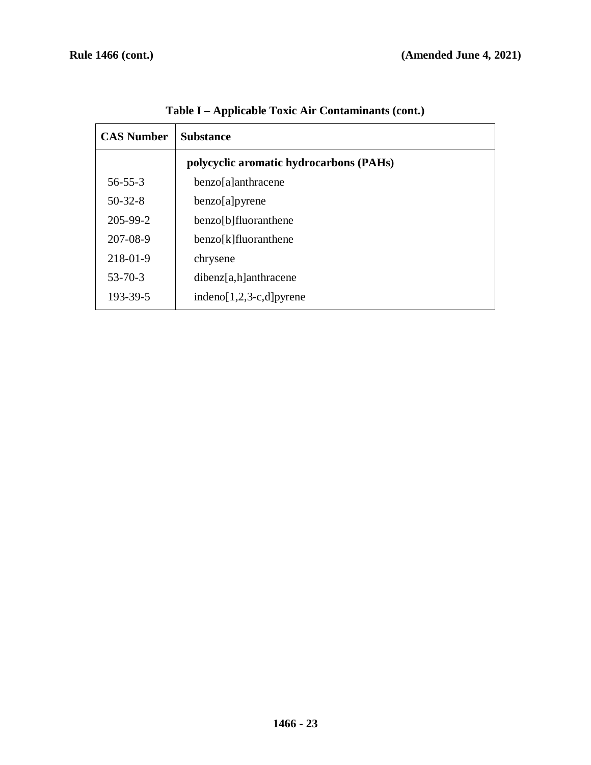**Table I – Applicable Toxic Air Contaminants (cont.)**

| CAS Number | Substance |
|---|---|
| | **polycyclic aromatic hydrocarbons (PAHs)** |
| 56-55-3 | benzo[a]anthracene |
| 50-32-8 | benzo[a]pyrene |
| 205-99-2 | benzo[b]fluoranthene |
| 207-08-9 | benzo[k]fluoranthene |
| 218-01-9 | chrysene |
| 53-70-3 | dibenz[a,h]anthracene |
| 193-39-5 | indeno[1,2,3-c,d]pyrene |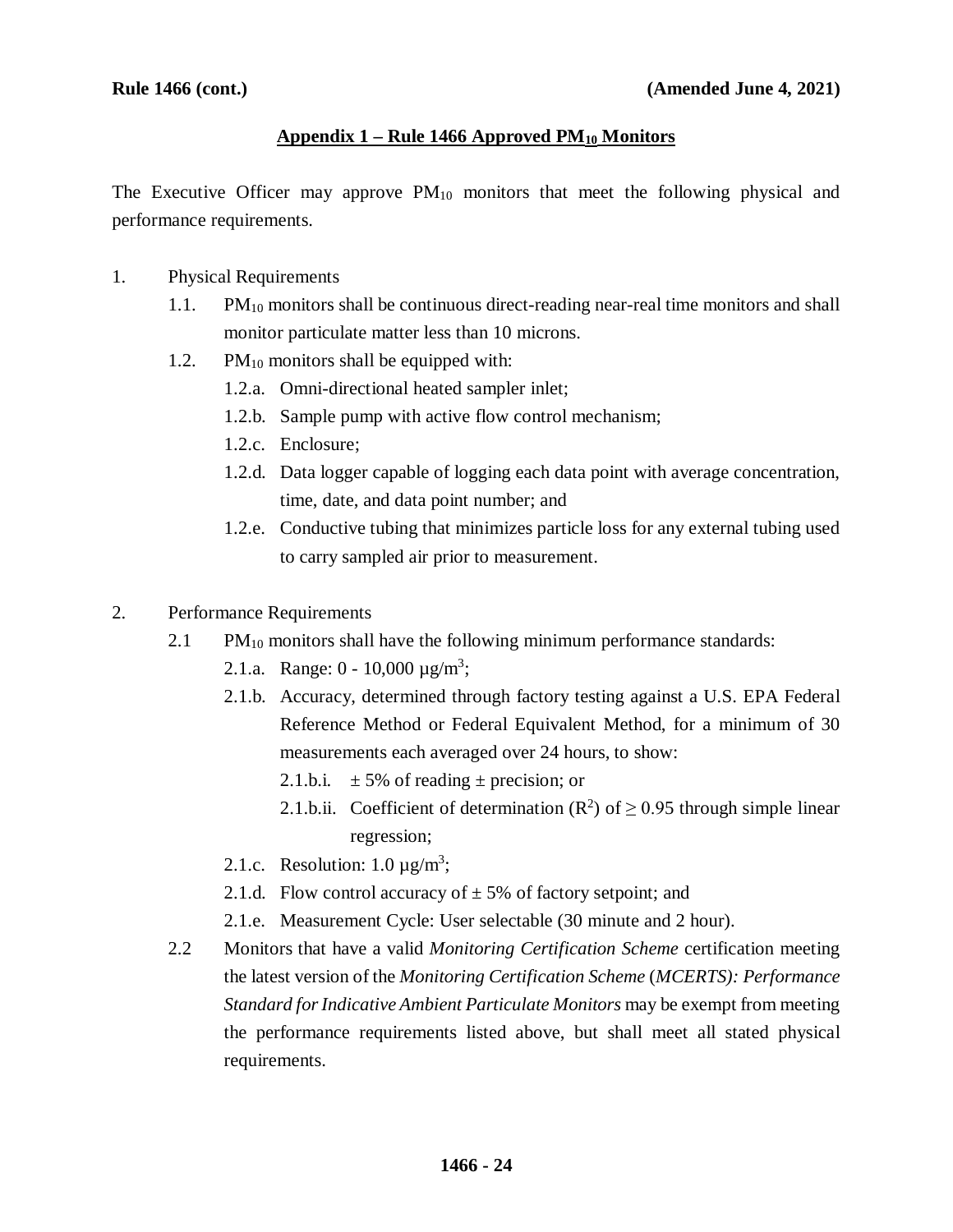## Appendix 1 – Rule 1466 Approved $PM_{10}$ Monitors

The Executive Officer may approve $PM_{10}$ monitors that meet the following physical and performance requirements.

1. Physical Requirements
   - 1.1. $PM_{10}$ monitors shall be continuous direct-reading near-real time monitors and shall monitor particulate matter less than 10 microns.
   - 1.2. $PM_{10}$ monitors shall be equipped with:
     - 1.2.a. Omni-directional heated sampler inlet;
     - 1.2.b. Sample pump with active flow control mechanism;
     - 1.2.c. Enclosure;
     - 1.2.d. Data logger capable of logging each data point with average concentration, time, date, and data point number; and
     - 1.2.e. Conductive tubing that minimizes particle loss for any external tubing used to carry sampled air prior to measurement.

2. Performance Requirements
   - 2.1 $PM_{10}$ monitors shall have the following minimum performance standards:
     - 2.1.a. Range: 0 - 10,000 $\mu g/m^3$;
     - 2.1.b. Accuracy, determined through factory testing against a U.S. EPA Federal Reference Method or Federal Equivalent Method, for a minimum of 30 measurements each averaged over 24 hours, to show:
       - 2.1.b.i. $\pm$ 5% of reading $\pm$ precision; or
       - 2.1.b.ii. Coefficient of determination ($R^2$) of $\geq 0.95$ through simple linear regression;
     - 2.1.c. Resolution: 1.0 $\mu g/m^3$;
     - 2.1.d. Flow control accuracy of $\pm$ 5% of factory setpoint; and
     - 2.1.e. Measurement Cycle: User selectable (30 minute and 2 hour).
   - 2.2 Monitors that have a valid *Monitoring Certification Scheme* certification meeting the latest version of the *Monitoring Certification Scheme* (*MCERTS): Performance Standard for Indicative Ambient Particulate Monitors* may be exempt from meeting the performance requirements listed above, but shall meet all stated physical requirements.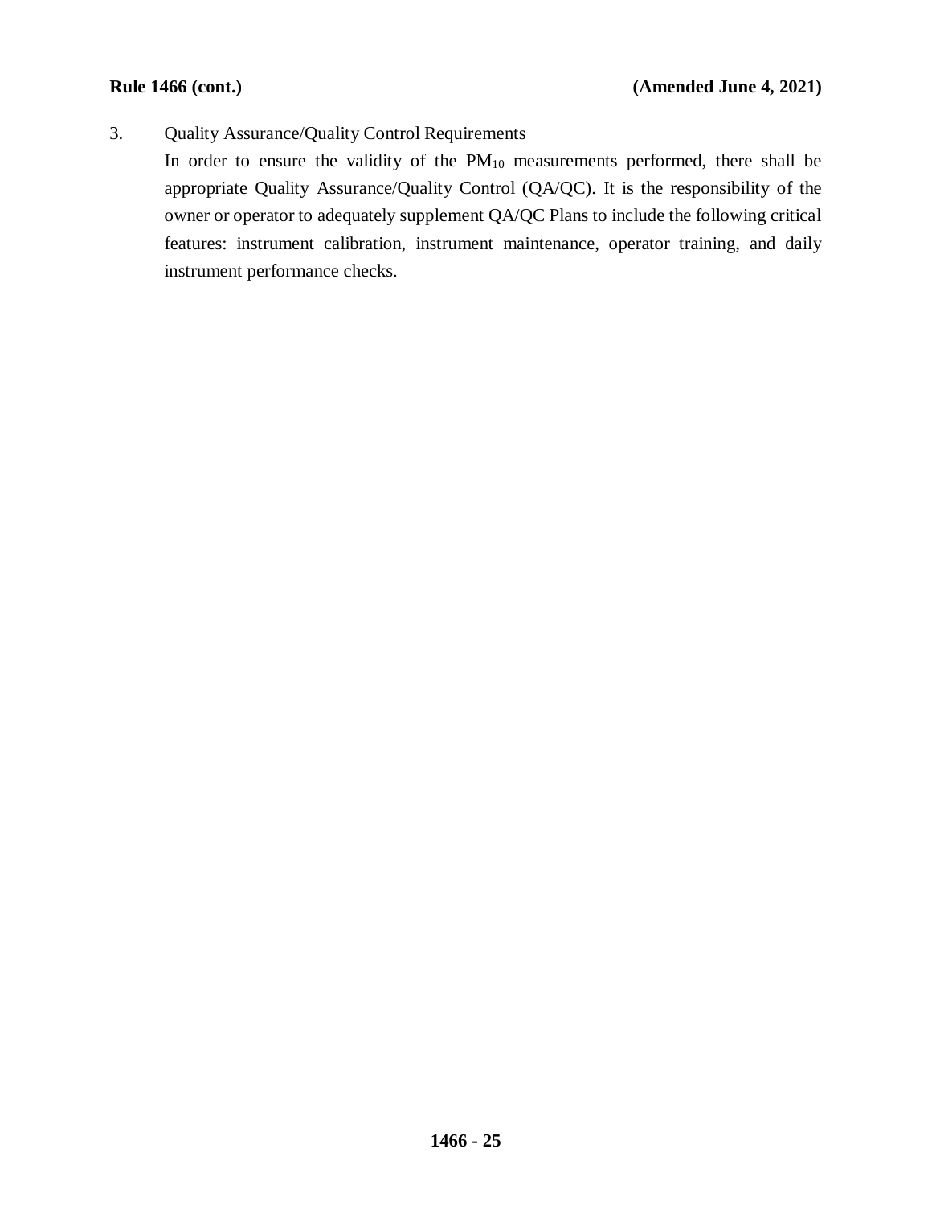3. Quality Assurance/Quality Control Requirements

In order to ensure the validity of the $PM_{10}$ measurements performed, there shall be appropriate Quality Assurance/Quality Control (QA/QC). It is the responsibility of the owner or operator to adequately supplement QA/QC Plans to include the following critical features: instrument calibration, instrument maintenance, operator training, and daily instrument performance checks.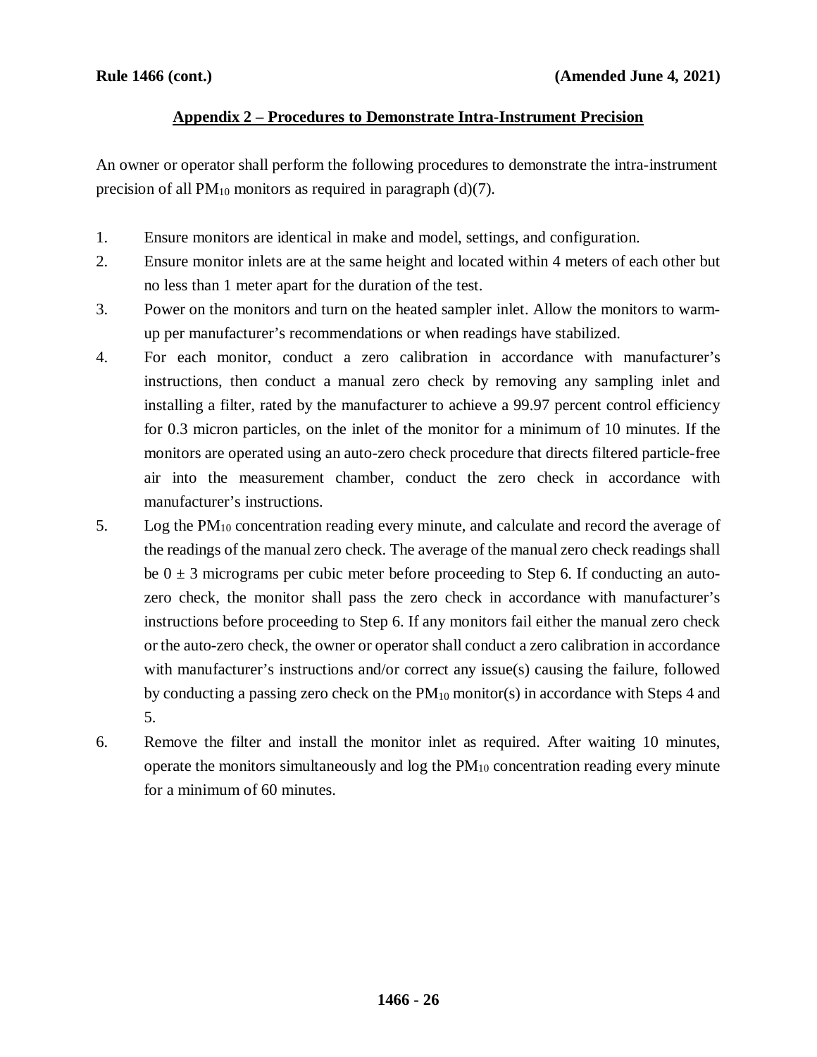## Appendix 2 – Procedures to Demonstrate Intra-Instrument Precision

An owner or operator shall perform the following procedures to demonstrate the intra-instrument precision of all $PM_{10}$ monitors as required in paragraph (d)(7).

1. Ensure monitors are identical in make and model, settings, and configuration.
2. Ensure monitor inlets are at the same height and located within 4 meters of each other but no less than 1 meter apart for the duration of the test.
3. Power on the monitors and turn on the heated sampler inlet. Allow the monitors to warm-up per manufacturer's recommendations or when readings have stabilized.
4. For each monitor, conduct a zero calibration in accordance with manufacturer's instructions, then conduct a manual zero check by removing any sampling inlet and installing a filter, rated by the manufacturer to achieve a 99.97 percent control efficiency for 0.3 micron particles, on the inlet of the monitor for a minimum of 10 minutes. If the monitors are operated using an auto-zero check procedure that directs filtered particle-free air into the measurement chamber, conduct the zero check in accordance with manufacturer's instructions.
5. Log the $PM_{10}$ concentration reading every minute, and calculate and record the average of the readings of the manual zero check. The average of the manual zero check readings shall be $0 \pm 3$ micrograms per cubic meter before proceeding to Step 6. If conducting an auto-zero check, the monitor shall pass the zero check in accordance with manufacturer's instructions before proceeding to Step 6. If any monitors fail either the manual zero check or the auto-zero check, the owner or operator shall conduct a zero calibration in accordance with manufacturer's instructions and/or correct any issue(s) causing the failure, followed by conducting a passing zero check on the $PM_{10}$ monitor(s) in accordance with Steps 4 and 5.
6. Remove the filter and install the monitor inlet as required. After waiting 10 minutes, operate the monitors simultaneously and log the $PM_{10}$ concentration reading every minute for a minimum of 60 minutes.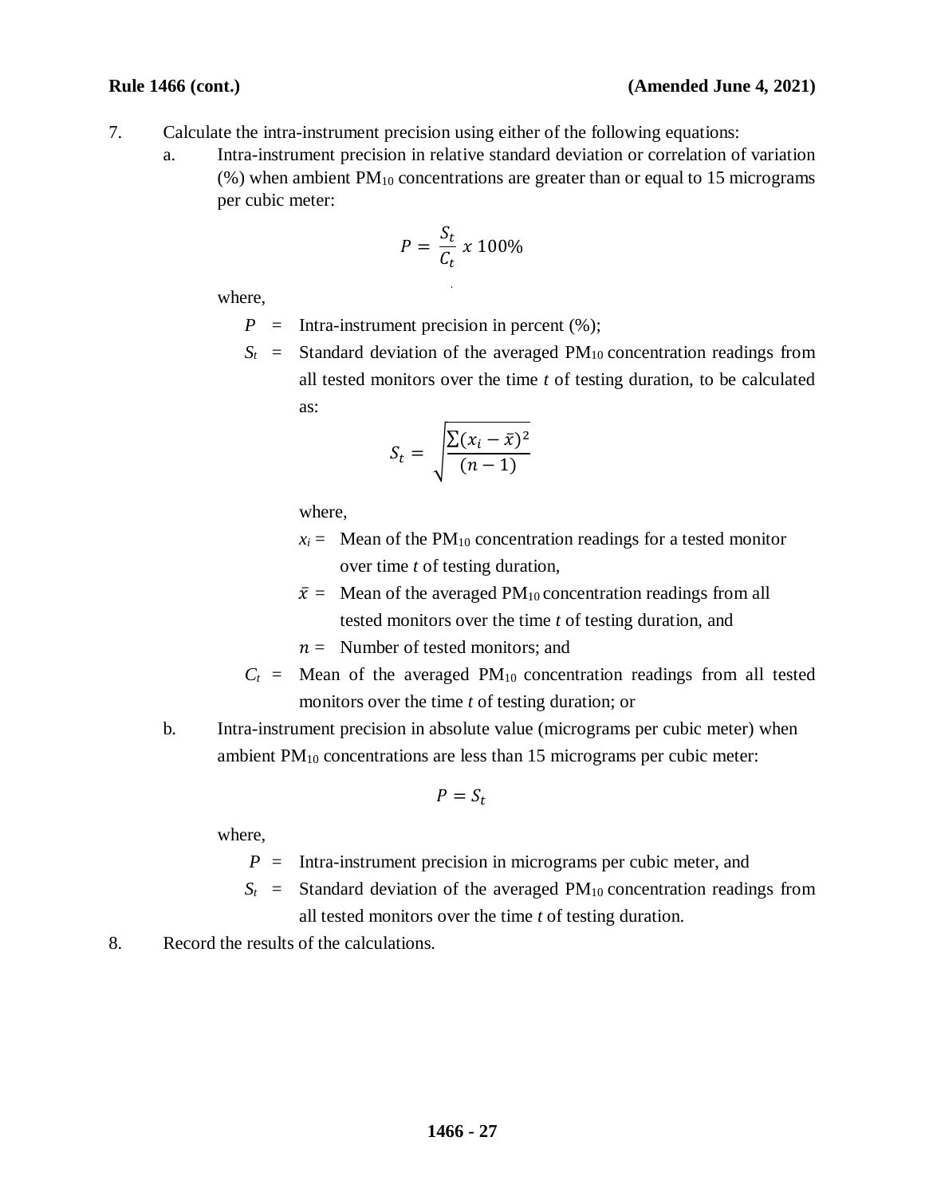7. Calculate the intra-instrument precision using either of the following equations:

   a. Intra-instrument precision in relative standard deviation or correlation of variation (%) when ambient $PM_{10}$ concentrations are greater than or equal to 15 micrograms per cubic meter:

   $$P = \frac{S_t}{C_t} \; x \; 100\%$$

   where,

   $P$ = Intra-instrument precision in percent (%);

   $S_t$ = Standard deviation of the averaged $PM_{10}$ concentration readings from all tested monitors over the time $t$ of testing duration, to be calculated as:

   $$S_t = \sqrt{\frac{\sum(x_i - \bar{x})^2}{(n-1)}}$$

   where,

   $x_i$ = Mean of the $PM_{10}$ concentration readings for a tested monitor over time $t$ of testing duration,

   $\bar{x}$ = Mean of the averaged $PM_{10}$ concentration readings from all tested monitors over the time $t$ of testing duration, and

   $n$ = Number of tested monitors; and

   $C_t$ = Mean of the averaged $PM_{10}$ concentration readings from all tested monitors over the time $t$ of testing duration; or

   b. Intra-instrument precision in absolute value (micrograms per cubic meter) when ambient $PM_{10}$ concentrations are less than 15 micrograms per cubic meter:

   $$P = S_t$$

   where,

   $P$ = Intra-instrument precision in micrograms per cubic meter, and

   $S_t$ = Standard deviation of the averaged $PM_{10}$ concentration readings from all tested monitors over the time $t$ of testing duration.

8. Record the results of the calculations.